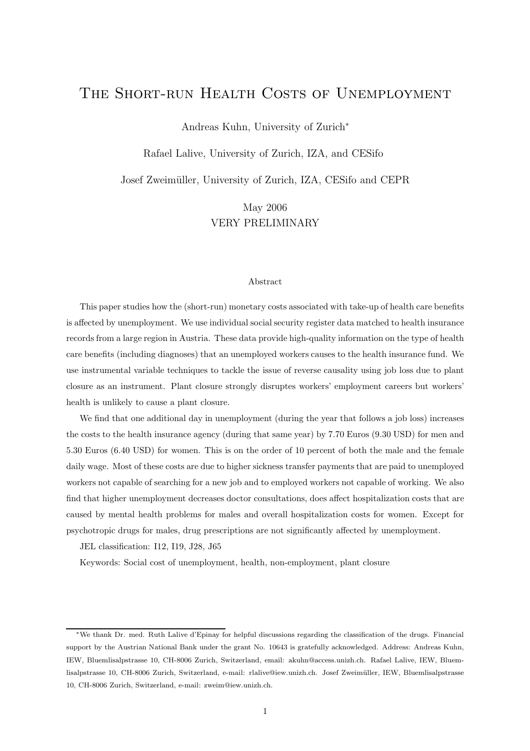# The Short-run Health Costs of Unemployment

Andreas Kuhn, University of Zurich*

Rafael Lalive, University of Zurich, IZA, and CESifo

Josef Zweimüller, University of Zurich, IZA, CESifo and CEPR

May 2006

VERY PRELIMINARY

## Abstract

This paper studies how the (short-run) monetary costs associated with take-up of health care benefits is affected by unemployment. We use individual social security register data matched to health insurance records from a large region in Austria. These data provide high-quality information on the type of health care benefits (including diagnoses) that an unemployed workers causes to the health insurance fund. We use instrumental variable techniques to tackle the issue of reverse causality using job loss due to plant closure as an instrument. Plant closure strongly disruptes workers' employment careers but workers' health is unlikely to cause a plant closure.

We find that one additional day in unemployment (during the year that follows a job loss) increases the costs to the health insurance agency (during that same year) by 7.70 Euros (9.30 USD) for men and 5.30 Euros (6.40 USD) for women. This is on the order of 10 percent of both the male and the female daily wage. Most of these costs are due to higher sickness transfer payments that are paid to unemployed workers not capable of searching for a new job and to employed workers not capable of working. We also find that higher unemployment decreases doctor consultations, does affect hospitalization costs that are caused by mental health problems for males and overall hospitalization costs for women. Except for psychotropic drugs for males, drug prescriptions are not significantly affected by unemployment.

JEL classification: I12, I19, J28, J65

Keywords: Social cost of unemployment, health, non-employment, plant closure

---

*We thank Dr. med. Ruth Lalive d'Epinay for helpful discussions regarding the classification of the drugs. Financial support by the Austrian National Bank under the grant No. 10643 is gratefully acknowledged. Address: Andreas Kuhn, IEW, Bluemlisalpstrasse 10, CH-8006 Zurich, Switzerland, email: akuhn@access.unizh.ch. Rafael Lalive, IEW, Bluemlisalpstrasse 10, CH-8006 Zurich, Switzerland, e-mail: rlalive@iew.unizh.ch. Josef Zweimüller, IEW, Bluemlisalpstrasse 10, CH-8006 Zurich, Switzerland, e-mail: zweim@iew.unizh.ch.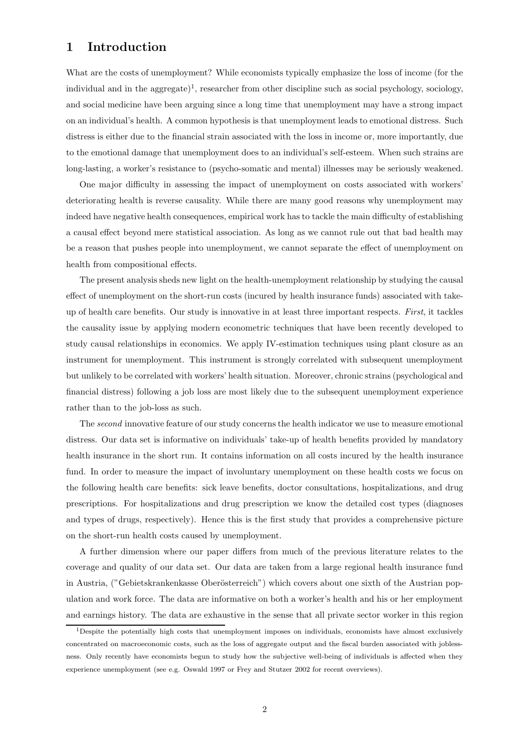# 1 Introduction

What are the costs of unemployment? While economists typically emphasize the loss of income (for the individual and in the aggregate)[1], researcher from other discipline such as social psychology, sociology, and social medicine have been arguing since a long time that unemployment may have a strong impact on an individual's health. A common hypothesis is that unemployment leads to emotional distress. Such distress is either due to the financial strain associated with the loss in income or, more importantly, due to the emotional damage that unemployment does to an individual's self-esteem. When such strains are long-lasting, a worker's resistance to (psycho-somatic and mental) illnesses may be seriously weakened.

One major difficulty in assessing the impact of unemployment on costs associated with workers' deteriorating health is reverse causality. While there are many good reasons why unemployment may indeed have negative health consequences, empirical work has to tackle the main difficulty of establishing a causal effect beyond mere statistical association. As long as we cannot rule out that bad health may be a reason that pushes people into unemployment, we cannot separate the effect of unemployment on health from compositional effects.

The present analysis sheds new light on the health-unemployment relationship by studying the causal effect of unemployment on the short-run costs (incured by health insurance funds) associated with take-up of health care benefits. Our study is innovative in at least three important respects. *First*, it tackles the causality issue by applying modern econometric techniques that have been recently developed to study causal relationships in economics. We apply IV-estimation techniques using plant closure as an instrument for unemployment. This instrument is strongly correlated with subsequent unemployment but unlikely to be correlated with workers' health situation. Moreover, chronic strains (psychological and financial distress) following a job loss are most likely due to the subsequent unemployment experience rather than to the job-loss as such.

The *second* innovative feature of our study concerns the health indicator we use to measure emotional distress. Our data set is informative on individuals' take-up of health benefits provided by mandatory health insurance in the short run. It contains information on all costs incured by the health insurance fund. In order to measure the impact of involuntary unemployment on these health costs we focus on the following health care benefits: sick leave benefits, doctor consultations, hospitalizations, and drug prescriptions. For hospitalizations and drug prescription we know the detailed cost types (diagnoses and types of drugs, respectively). Hence this is the first study that provides a comprehensive picture on the short-run health costs caused by unemployment.

A further dimension where our paper differs from much of the previous literature relates to the coverage and quality of our data set. Our data are taken from a large regional health insurance fund in Austria, ("Gebietskrankenkasse Oberösterreich") which covers about one sixth of the Austrian population and work force. The data are informative on both a worker's health and his or her employment and earnings history. The data are exhaustive in the sense that all private sector worker in this region

[1] Despite the potentially high costs that unemployment imposes on individuals, economists have almost exclusively concentrated on macroeconomic costs, such as the loss of aggregate output and the fiscal burden associated with joblessness. Only recently have economists begun to study how the subjective well-being of individuals is affected when they experience unemployment (see e.g. Oswald 1997 or Frey and Stutzer 2002 for recent overviews).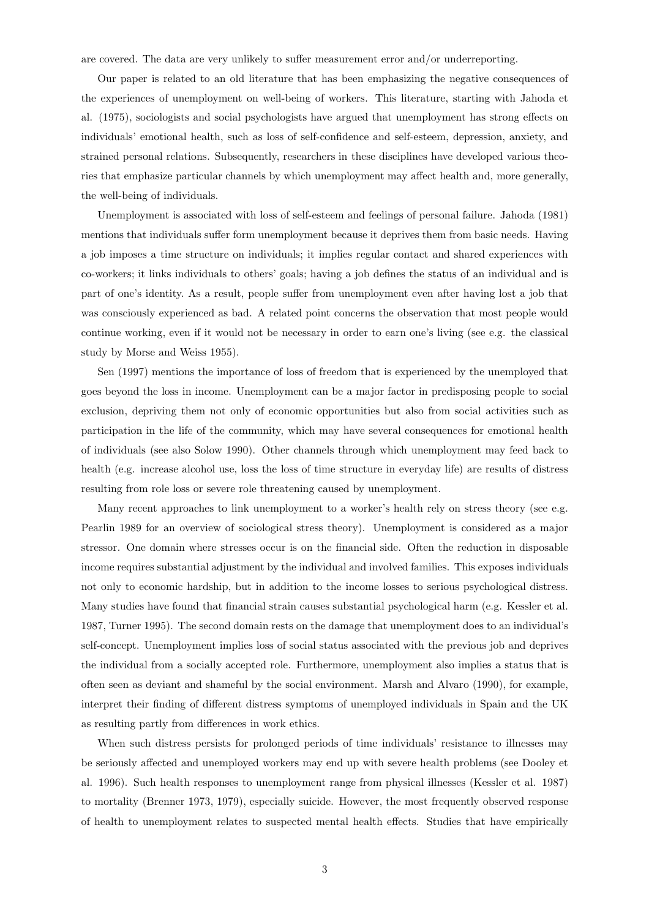are covered. The data are very unlikely to suffer measurement error and/or underreporting.

Our paper is related to an old literature that has been emphasizing the negative consequences of the experiences of unemployment on well-being of workers. This literature, starting with Jahoda et al. (1975), sociologists and social psychologists have argued that unemployment has strong effects on individuals' emotional health, such as loss of self-confidence and self-esteem, depression, anxiety, and strained personal relations. Subsequently, researchers in these disciplines have developed various theories that emphasize particular channels by which unemployment may affect health and, more generally, the well-being of individuals.

Unemployment is associated with loss of self-esteem and feelings of personal failure. Jahoda (1981) mentions that individuals suffer form unemployment because it deprives them from basic needs. Having a job imposes a time structure on individuals; it implies regular contact and shared experiences with co-workers; it links individuals to others' goals; having a job defines the status of an individual and is part of one's identity. As a result, people suffer from unemployment even after having lost a job that was consciously experienced as bad. A related point concerns the observation that most people would continue working, even if it would not be necessary in order to earn one's living (see e.g. the classical study by Morse and Weiss 1955).

Sen (1997) mentions the importance of loss of freedom that is experienced by the unemployed that goes beyond the loss in income. Unemployment can be a major factor in predisposing people to social exclusion, depriving them not only of economic opportunities but also from social activities such as participation in the life of the community, which may have several consequences for emotional health of individuals (see also Solow 1990). Other channels through which unemployment may feed back to health (e.g. increase alcohol use, loss the loss of time structure in everyday life) are results of distress resulting from role loss or severe role threatening caused by unemployment.

Many recent approaches to link unemployment to a worker's health rely on stress theory (see e.g. Pearlin 1989 for an overview of sociological stress theory). Unemployment is considered as a major stressor. One domain where stresses occur is on the financial side. Often the reduction in disposable income requires substantial adjustment by the individual and involved families. This exposes individuals not only to economic hardship, but in addition to the income losses to serious psychological distress. Many studies have found that financial strain causes substantial psychological harm (e.g. Kessler et al. 1987, Turner 1995). The second domain rests on the damage that unemployment does to an individual's self-concept. Unemployment implies loss of social status associated with the previous job and deprives the individual from a socially accepted role. Furthermore, unemployment also implies a status that is often seen as deviant and shameful by the social environment. Marsh and Alvaro (1990), for example, interpret their finding of different distress symptoms of unemployed individuals in Spain and the UK as resulting partly from differences in work ethics.

When such distress persists for prolonged periods of time individuals' resistance to illnesses may be seriously affected and unemployed workers may end up with severe health problems (see Dooley et al. 1996). Such health responses to unemployment range from physical illnesses (Kessler et al. 1987) to mortality (Brenner 1973, 1979), especially suicide. However, the most frequently observed response of health to unemployment relates to suspected mental health effects. Studies that have empirically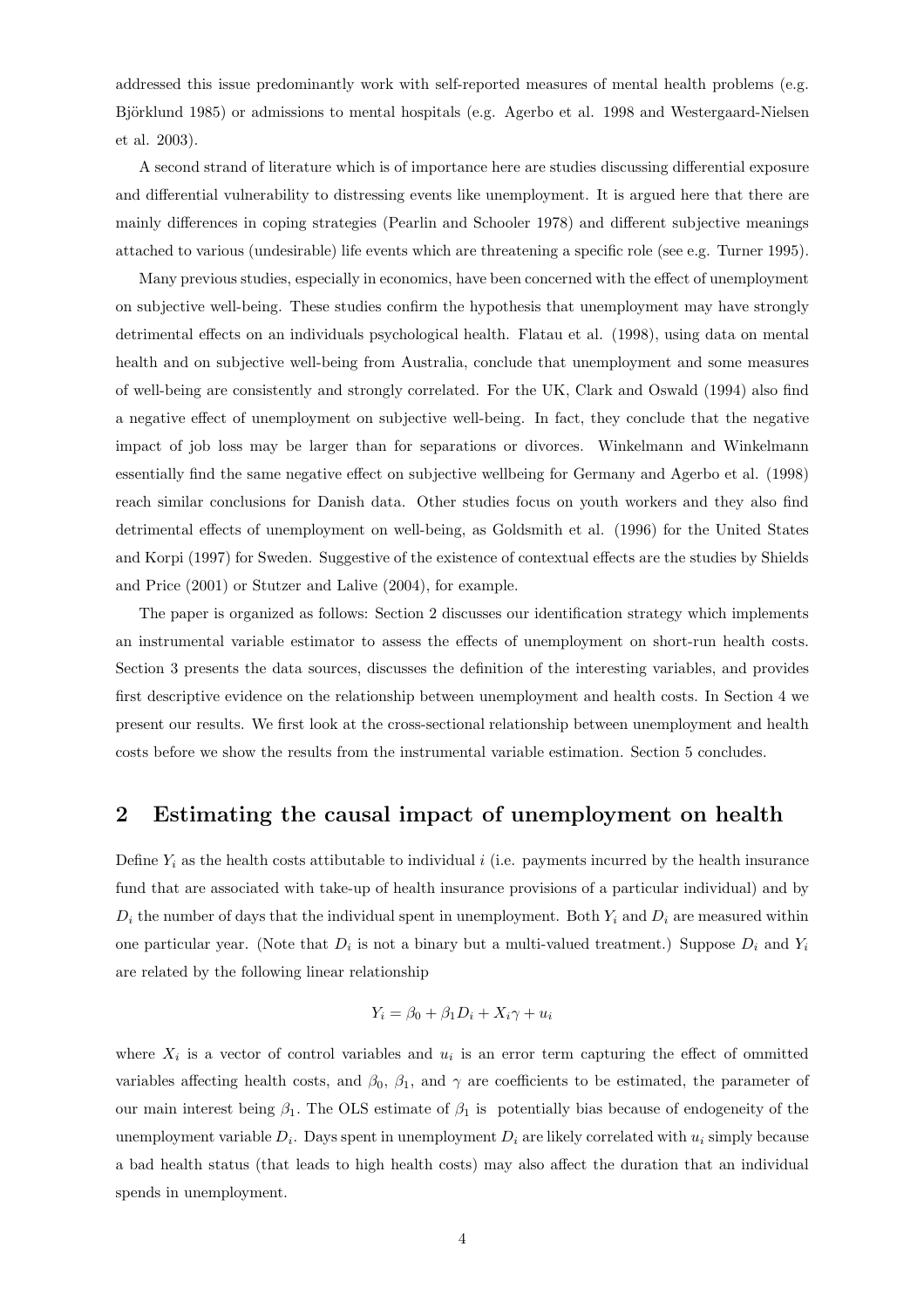addressed this issue predominantly work with self-reported measures of mental health problems (e.g. Björklund 1985) or admissions to mental hospitals (e.g. Agerbo et al. 1998 and Westergaard-Nielsen et al. 2003).

A second strand of literature which is of importance here are studies discussing differential exposure and differential vulnerability to distressing events like unemployment. It is argued here that there are mainly differences in coping strategies (Pearlin and Schooler 1978) and different subjective meanings attached to various (undesirable) life events which are threatening a specific role (see e.g. Turner 1995).

Many previous studies, especially in economics, have been concerned with the effect of unemployment on subjective well-being. These studies confirm the hypothesis that unemployment may have strongly detrimental effects on an individuals psychological health. Flatau et al. (1998), using data on mental health and on subjective well-being from Australia, conclude that unemployment and some measures of well-being are consistently and strongly correlated. For the UK, Clark and Oswald (1994) also find a negative effect of unemployment on subjective well-being. In fact, they conclude that the negative impact of job loss may be larger than for separations or divorces. Winkelmann and Winkelmann essentially find the same negative effect on subjective wellbeing for Germany and Agerbo et al. (1998) reach similar conclusions for Danish data. Other studies focus on youth workers and they also find detrimental effects of unemployment on well-being, as Goldsmith et al. (1996) for the United States and Korpi (1997) for Sweden. Suggestive of the existence of contextual effects are the studies by Shields and Price (2001) or Stutzer and Lalive (2004), for example.

The paper is organized as follows: Section 2 discusses our identification strategy which implements an instrumental variable estimator to assess the effects of unemployment on short-run health costs. Section 3 presents the data sources, discusses the definition of the interesting variables, and provides first descriptive evidence on the relationship between unemployment and health costs. In Section 4 we present our results. We first look at the cross-sectional relationship between unemployment and health costs before we show the results from the instrumental variable estimation. Section 5 concludes.

## 2 Estimating the causal impact of unemployment on health

Define $Y_i$ as the health costs attibutable to individual $i$ (i.e. payments incurred by the health insurance fund that are associated with take-up of health insurance provisions of a particular individual) and by $D_i$ the number of days that the individual spent in unemployment. Both $Y_i$ and $D_i$ are measured within one particular year. (Note that $D_i$ is not a binary but a multi-valued treatment.) Suppose $D_i$ and $Y_i$ are related by the following linear relationship

$$Y_i = \beta_0 + \beta_1 D_i + X_i \gamma + u_i$$

where $X_i$ is a vector of control variables and $u_i$ is an error term capturing the effect of ommitted variables affecting health costs, and $\beta_0$, $\beta_1$, and $\gamma$ are coefficients to be estimated, the parameter of our main interest being $\beta_1$. The OLS estimate of $\beta_1$ is potentially bias because of endogeneity of the unemployment variable $D_i$. Days spent in unemployment $D_i$ are likely correlated with $u_i$ simply because a bad health status (that leads to high health costs) may also affect the duration that an individual spends in unemployment.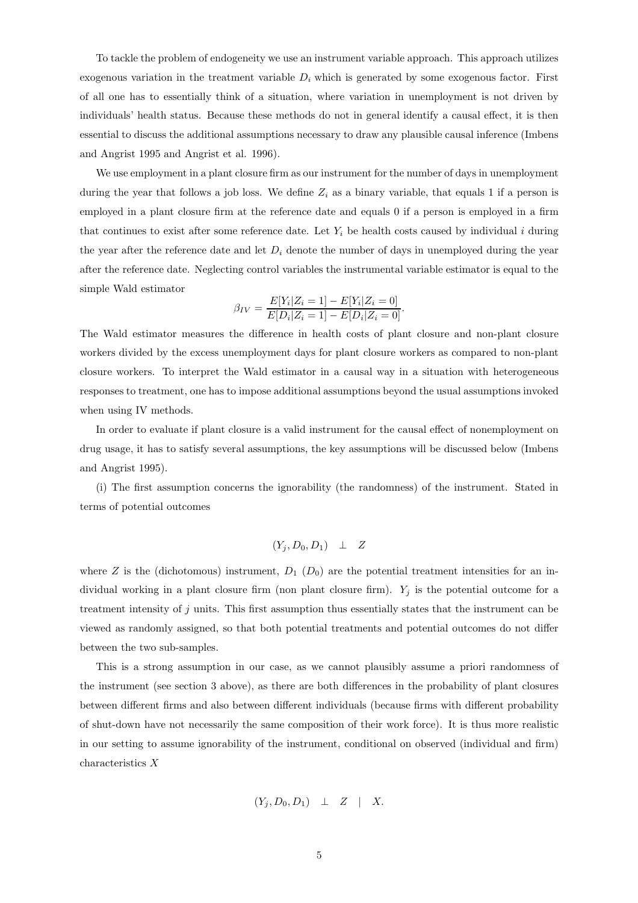To tackle the problem of endogeneity we use an instrument variable approach. This approach utilizes exogenous variation in the treatment variable $D_i$ which is generated by some exogenous factor. First of all one has to essentially think of a situation, where variation in unemployment is not driven by individuals' health status. Because these methods do not in general identify a causal effect, it is then essential to discuss the additional assumptions necessary to draw any plausible causal inference (Imbens and Angrist 1995 and Angrist et al. 1996).

We use employment in a plant closure firm as our instrument for the number of days in unemployment during the year that follows a job loss. We define $Z_i$ as a binary variable, that equals 1 if a person is employed in a plant closure firm at the reference date and equals 0 if a person is employed in a firm that continues to exist after some reference date. Let $Y_i$ be health costs caused by individual $i$ during the year after the reference date and let $D_i$ denote the number of days in unemployed during the year after the reference date. Neglecting control variables the instrumental variable estimator is equal to the simple Wald estimator

$$\beta_{IV} = \frac{E[Y_i|Z_i = 1] - E[Y_i|Z_i = 0]}{E[D_i|Z_i = 1] - E[D_i|Z_i = 0]}.$$

The Wald estimator measures the difference in health costs of plant closure and non-plant closure workers divided by the excess unemployment days for plant closure workers as compared to non-plant closure workers. To interpret the Wald estimator in a causal way in a situation with heterogeneous responses to treatment, one has to impose additional assumptions beyond the usual assumptions invoked when using IV methods.

In order to evaluate if plant closure is a valid instrument for the causal effect of nonemployment on drug usage, it has to satisfy several assumptions, the key assumptions will be discussed below (Imbens and Angrist 1995).

(i) The first assumption concerns the ignorability (the randomness) of the instrument. Stated in terms of potential outcomes

$$(Y_j, D_0, D_1) \quad \perp \quad Z$$

where $Z$ is the (dichotomous) instrument, $D_1$ ($D_0$) are the potential treatment intensities for an individual working in a plant closure firm (non plant closure firm). $Y_j$ is the potential outcome for a treatment intensity of $j$ units. This first assumption thus essentially states that the instrument can be viewed as randomly assigned, so that both potential treatments and potential outcomes do not differ between the two sub-samples.

This is a strong assumption in our case, as we cannot plausibly assume a priori randomness of the instrument (see section 3 above), as there are both differences in the probability of plant closures between different firms and also between different individuals (because firms with different probability of shut-down have not necessarily the same composition of their work force). It is thus more realistic in our setting to assume ignorability of the instrument, conditional on observed (individual and firm) characteristics $X$

$$(Y_j, D_0, D_1) \quad \perp \quad Z \quad | \quad X.$$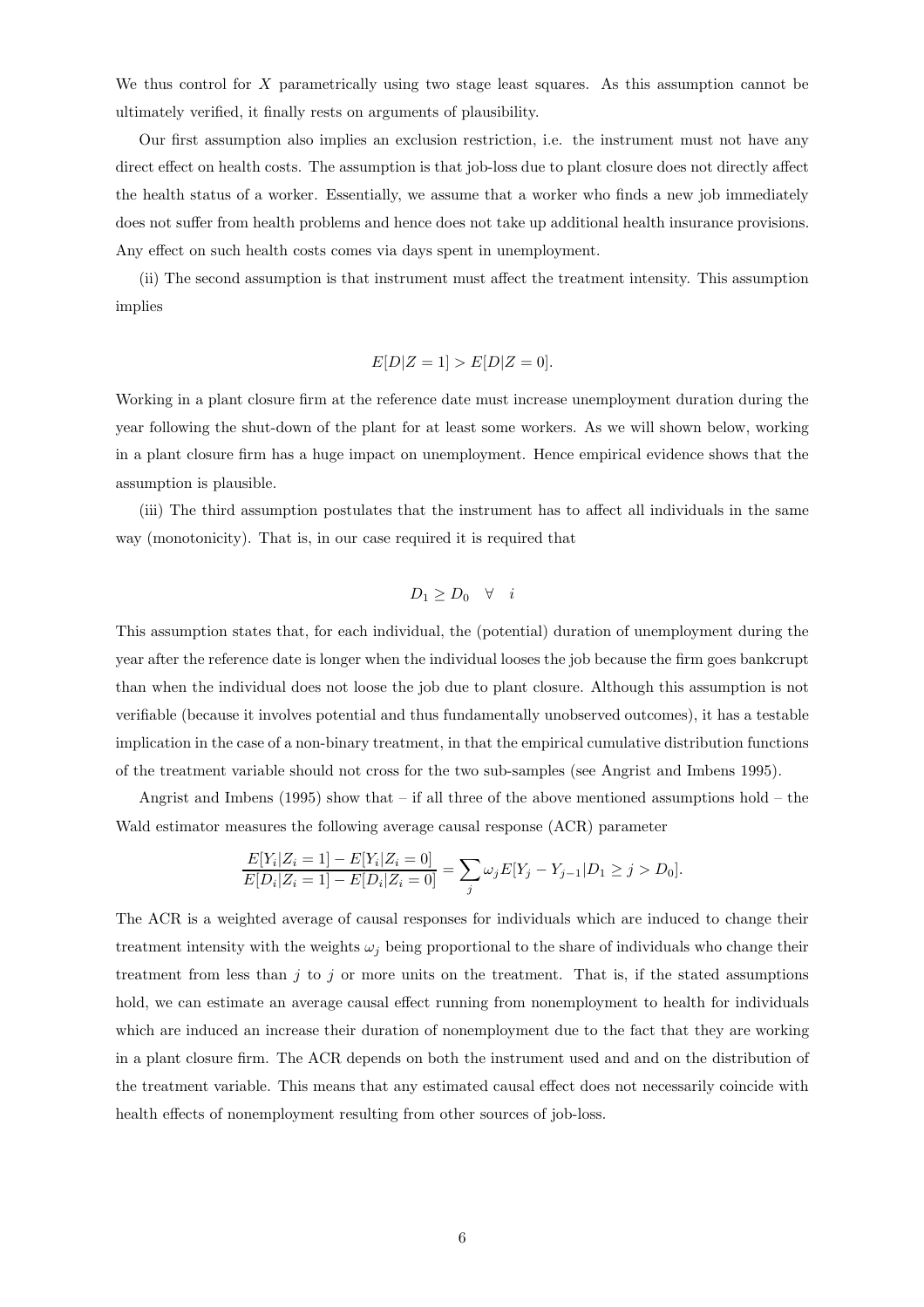We thus control for $X$ parametrically using two stage least squares. As this assumption cannot be ultimately verified, it finally rests on arguments of plausibility.

Our first assumption also implies an exclusion restriction, i.e. the instrument must not have any direct effect on health costs. The assumption is that job-loss due to plant closure does not directly affect the health status of a worker. Essentially, we assume that a worker who finds a new job immediately does not suffer from health problems and hence does not take up additional health insurance provisions. Any effect on such health costs comes via days spent in unemployment.

(ii) The second assumption is that instrument must affect the treatment intensity. This assumption implies

$$E[D|Z=1] > E[D|Z=0].$$

Working in a plant closure firm at the reference date must increase unemployment duration during the year following the shut-down of the plant for at least some workers. As we will shown below, working in a plant closure firm has a huge impact on unemployment. Hence empirical evidence shows that the assumption is plausible.

(iii) The third assumption postulates that the instrument has to affect all individuals in the same way (monotonicity). That is, in our case required it is required that

$$D_1 \geq D_0 \quad \forall \quad i$$

This assumption states that, for each individual, the (potential) duration of unemployment during the year after the reference date is longer when the individual looses the job because the firm goes bankcrupt than when the individual does not loose the job due to plant closure. Although this assumption is not verifiable (because it involves potential and thus fundamentally unobserved outcomes), it has a testable implication in the case of a non-binary treatment, in that the empirical cumulative distribution functions of the treatment variable should not cross for the two sub-samples (see Angrist and Imbens 1995).

Angrist and Imbens (1995) show that – if all three of the above mentioned assumptions hold – the Wald estimator measures the following average causal response (ACR) parameter

$$\frac{E[Y_i|Z_i=1] - E[Y_i|Z_i=0]}{E[D_i|Z_i=1] - E[D_i|Z_i=0]} = \sum_j \omega_j E[Y_j - Y_{j-1}|D_1 \geq j > D_0].$$

The ACR is a weighted average of causal responses for individuals which are induced to change their treatment intensity with the weights $\omega_j$ being proportional to the share of individuals who change their treatment from less than $j$ to $j$ or more units on the treatment. That is, if the stated assumptions hold, we can estimate an average causal effect running from nonemployment to health for individuals which are induced an increase their duration of nonemployment due to the fact that they are working in a plant closure firm. The ACR depends on both the instrument used and and on the distribution of the treatment variable. This means that any estimated causal effect does not necessarily coincide with health effects of nonemployment resulting from other sources of job-loss.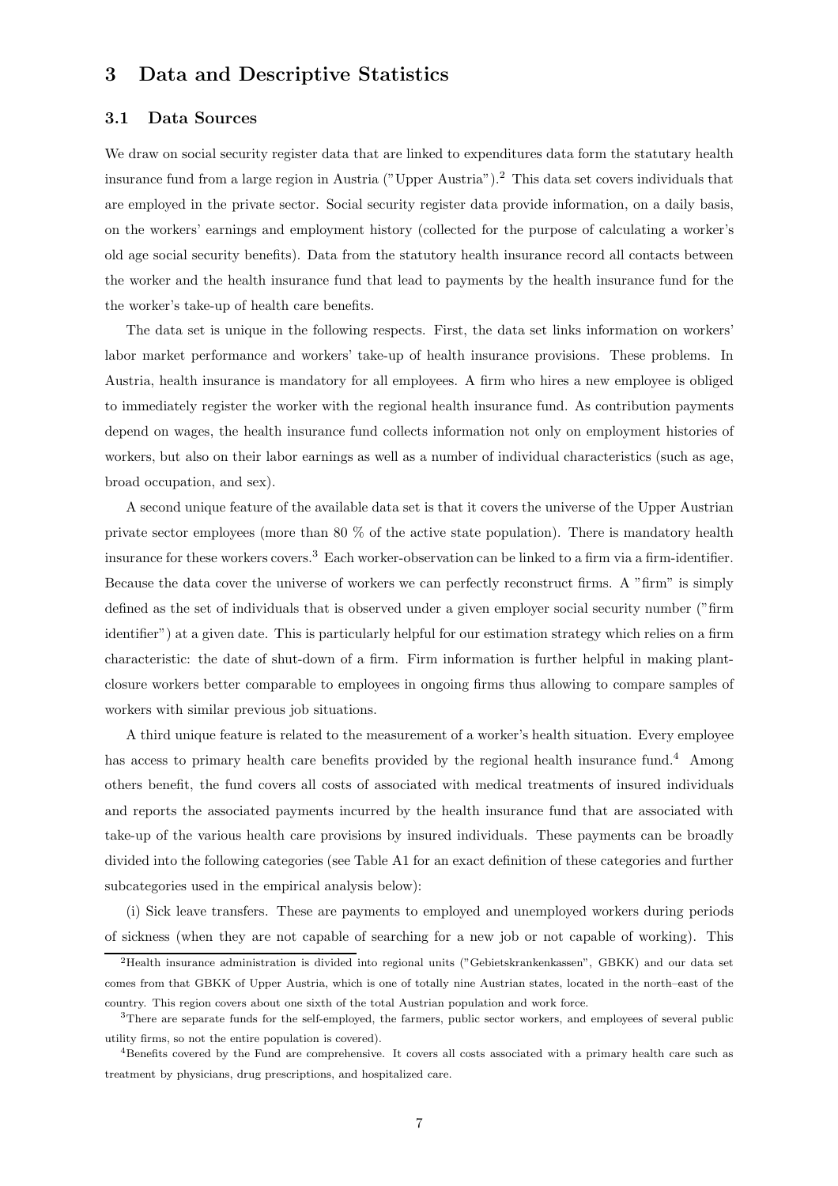# 3 Data and Descriptive Statistics

## 3.1 Data Sources

We draw on social security register data that are linked to expenditures data form the statutory health insurance fund from a large region in Austria ("Upper Austria").[2] This data set covers individuals that are employed in the private sector. Social security register data provide information, on a daily basis, on the workers' earnings and employment history (collected for the purpose of calculating a worker's old age social security benefits). Data from the statutory health insurance record all contacts between the worker and the health insurance fund that lead to payments by the health insurance fund for the the worker's take-up of health care benefits.

The data set is unique in the following respects. First, the data set links information on workers' labor market performance and workers' take-up of health insurance provisions. These problems. In Austria, health insurance is mandatory for all employees. A firm who hires a new employee is obliged to immediately register the worker with the regional health insurance fund. As contribution payments depend on wages, the health insurance fund collects information not only on employment histories of workers, but also on their labor earnings as well as a number of individual characteristics (such as age, broad occupation, and sex).

A second unique feature of the available data set is that it covers the universe of the Upper Austrian private sector employees (more than 80 % of the active state population). There is mandatory health insurance for these workers covers.[3] Each worker-observation can be linked to a firm via a firm-identifier. Because the data cover the universe of workers we can perfectly reconstruct firms. A "firm" is simply defined as the set of individuals that is observed under a given employer social security number ("firm identifier") at a given date. This is particularly helpful for our estimation strategy which relies on a firm characteristic: the date of shut-down of a firm. Firm information is further helpful in making plant-closure workers better comparable to employees in ongoing firms thus allowing to compare samples of workers with similar previous job situations.

A third unique feature is related to the measurement of a worker's health situation. Every employee has access to primary health care benefits provided by the regional health insurance fund.[4] Among others benefit, the fund covers all costs of associated with medical treatments of insured individuals and reports the associated payments incurred by the health insurance fund that are associated with take-up of the various health care provisions by insured individuals. These payments can be broadly divided into the following categories (see Table A1 for an exact definition of these categories and further subcategories used in the empirical analysis below):

(i) Sick leave transfers. These are payments to employed and unemployed workers during periods of sickness (when they are not capable of searching for a new job or not capable of working). This

---

[2] Health insurance administration is divided into regional units ("Gebietskrankenkassen", GBKK) and our data set comes from that GBKK of Upper Austria, which is one of totally nine Austrian states, located in the north–east of the country. This region covers about one sixth of the total Austrian population and work force.

[3] There are separate funds for the self-employed, the farmers, public sector workers, and employees of several public utility firms, so not the entire population is covered).

[4] Benefits covered by the Fund are comprehensive. It covers all costs associated with a primary health care such as treatment by physicians, drug prescriptions, and hospitalized care.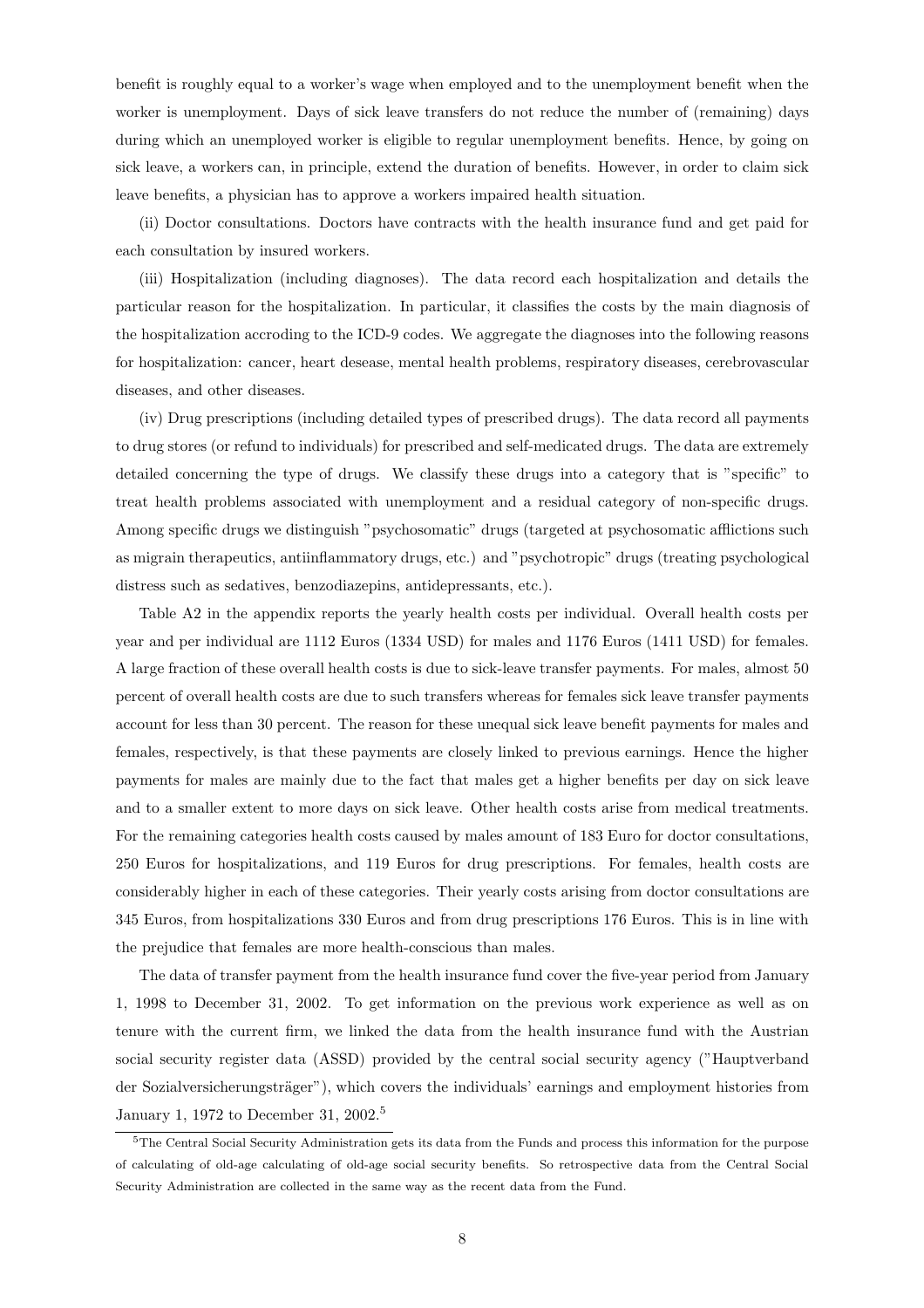benefit is roughly equal to a worker's wage when employed and to the unemployment benefit when the worker is unemployment. Days of sick leave transfers do not reduce the number of (remaining) days during which an unemployed worker is eligible to regular unemployment benefits. Hence, by going on sick leave, a workers can, in principle, extend the duration of benefits. However, in order to claim sick leave benefits, a physician has to approve a workers impaired health situation.

(ii) Doctor consultations. Doctors have contracts with the health insurance fund and get paid for each consultation by insured workers.

(iii) Hospitalization (including diagnoses). The data record each hospitalization and details the particular reason for the hospitalization. In particular, it classifies the costs by the main diagnosis of the hospitalization accroding to the ICD-9 codes. We aggregate the diagnoses into the following reasons for hospitalization: cancer, heart desease, mental health problems, respiratory diseases, cerebrovascular diseases, and other diseases.

(iv) Drug prescriptions (including detailed types of prescribed drugs). The data record all payments to drug stores (or refund to individuals) for prescribed and self-medicated drugs. The data are extremely detailed concerning the type of drugs. We classify these drugs into a category that is "specific" to treat health problems associated with unemployment and a residual category of non-specific drugs. Among specific drugs we distinguish "psychosomatic" drugs (targeted at psychosomatic afflictions such as migrain therapeutics, antiinflammatory drugs, etc.) and "psychotropic" drugs (treating psychological distress such as sedatives, benzodiazepins, antidepressants, etc.).

Table A2 in the appendix reports the yearly health costs per individual. Overall health costs per year and per individual are 1112 Euros (1334 USD) for males and 1176 Euros (1411 USD) for females. A large fraction of these overall health costs is due to sick-leave transfer payments. For males, almost 50 percent of overall health costs are due to such transfers whereas for females sick leave transfer payments account for less than 30 percent. The reason for these unequal sick leave benefit payments for males and females, respectively, is that these payments are closely linked to previous earnings. Hence the higher payments for males are mainly due to the fact that males get a higher benefits per day on sick leave and to a smaller extent to more days on sick leave. Other health costs arise from medical treatments. For the remaining categories health costs caused by males amount of 183 Euro for doctor consultations, 250 Euros for hospitalizations, and 119 Euros for drug prescriptions. For females, health costs are considerably higher in each of these categories. Their yearly costs arising from doctor consultations are 345 Euros, from hospitalizations 330 Euros and from drug prescriptions 176 Euros. This is in line with the prejudice that females are more health-conscious than males.

The data of transfer payment from the health insurance fund cover the five-year period from January 1, 1998 to December 31, 2002. To get information on the previous work experience as well as on tenure with the current firm, we linked the data from the health insurance fund with the Austrian social security register data (ASSD) provided by the central social security agency ("Hauptverband der Sozialversicherungsträger"), which covers the individuals' earnings and employment histories from January 1, 1972 to December 31, 2002.[5]

[5]The Central Social Security Administration gets its data from the Funds and process this information for the purpose of calculating of old-age calculating of old-age social security benefits. So retrospective data from the Central Social Security Administration are collected in the same way as the recent data from the Fund.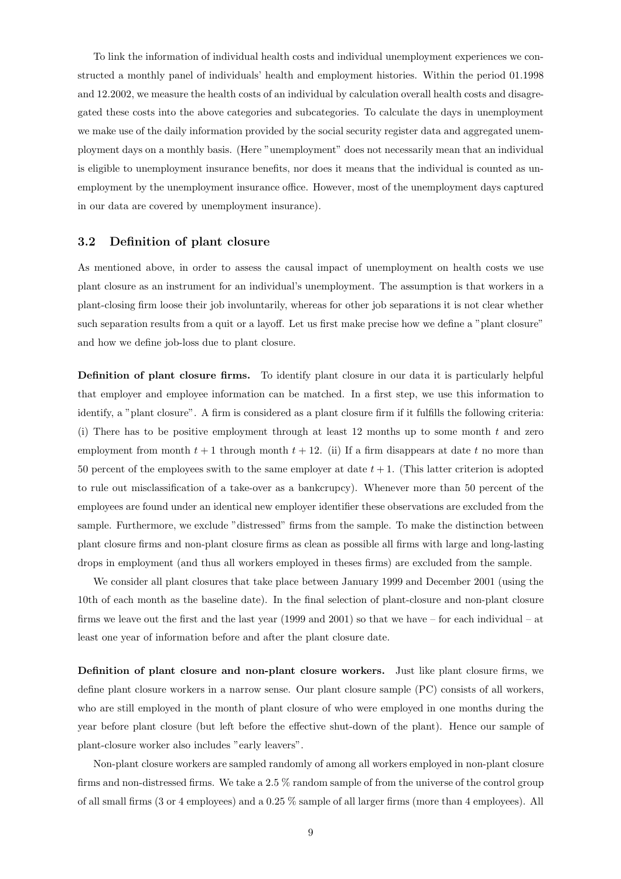To link the information of individual health costs and individual unemployment experiences we constructed a monthly panel of individuals' health and employment histories. Within the period 01.1998 and 12.2002, we measure the health costs of an individual by calculation overall health costs and disaggregated these costs into the above categories and subcategories. To calculate the days in unemployment we make use of the daily information provided by the social security register data and aggregated unemployment days on a monthly basis. (Here "unemployment" does not necessarily mean that an individual is eligible to unemployment insurance benefits, nor does it means that the individual is counted as unemployment by the unemployment insurance office. However, most of the unemployment days captured in our data are covered by unemployment insurance).

### 3.2 Definition of plant closure

As mentioned above, in order to assess the causal impact of unemployment on health costs we use plant closure as an instrument for an individual's unemployment. The assumption is that workers in a plant-closing firm loose their job involuntarily, whereas for other job separations it is not clear whether such separation results from a quit or a layoff. Let us first make precise how we define a "plant closure" and how we define job-loss due to plant closure.

**Definition of plant closure firms.** To identify plant closure in our data it is particularly helpful that employer and employee information can be matched. In a first step, we use this information to identify, a "plant closure". A firm is considered as a plant closure firm if it fulfills the following criteria: (i) There has to be positive employment through at least 12 months up to some month $t$ and zero employment from month $t+1$ through month $t+12$. (ii) If a firm disappears at date $t$ no more than 50 percent of the employees swith to the same employer at date $t+1$. (This latter criterion is adopted to rule out misclassification of a take-over as a bankcrupcy). Whenever more than 50 percent of the employees are found under an identical new employer identifier these observations are excluded from the sample. Furthermore, we exclude "distressed" firms from the sample. To make the distinction between plant closure firms and non-plant closure firms as clean as possible all firms with large and long-lasting drops in employment (and thus all workers employed in theses firms) are excluded from the sample.

We consider all plant closures that take place between January 1999 and December 2001 (using the 10th of each month as the baseline date). In the final selection of plant-closure and non-plant closure firms we leave out the first and the last year (1999 and 2001) so that we have – for each individual – at least one year of information before and after the plant closure date.

**Definition of plant closure and non-plant closure workers.** Just like plant closure firms, we define plant closure workers in a narrow sense. Our plant closure sample (PC) consists of all workers, who are still employed in the month of plant closure of who were employed in one months during the year before plant closure (but left before the effective shut-down of the plant). Hence our sample of plant-closure worker also includes "early leavers".

Non-plant closure workers are sampled randomly of among all workers employed in non-plant closure firms and non-distressed firms. We take a 2.5 % random sample of from the universe of the control group of all small firms (3 or 4 employees) and a 0.25 % sample of all larger firms (more than 4 employees). All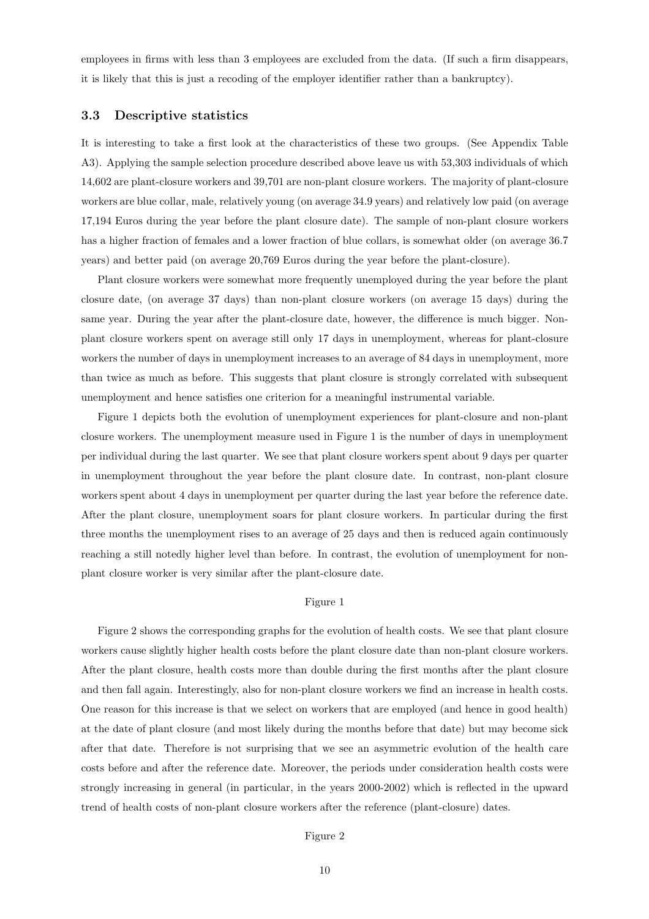employees in firms with less than 3 employees are excluded from the data. (If such a firm disappears, it is likely that this is just a recoding of the employer identifier rather than a bankruptcy).

### 3.3 Descriptive statistics

It is interesting to take a first look at the characteristics of these two groups. (See Appendix Table A3). Applying the sample selection procedure described above leave us with 53,303 individuals of which 14,602 are plant-closure workers and 39,701 are non-plant closure workers. The majority of plant-closure workers are blue collar, male, relatively young (on average 34.9 years) and relatively low paid (on average 17,194 Euros during the year before the plant closure date). The sample of non-plant closure workers has a higher fraction of females and a lower fraction of blue collars, is somewhat older (on average 36.7 years) and better paid (on average 20,769 Euros during the year before the plant-closure).

Plant closure workers were somewhat more frequently unemployed during the year before the plant closure date, (on average 37 days) than non-plant closure workers (on average 15 days) during the same year. During the year after the plant-closure date, however, the difference is much bigger. Non-plant closure workers spent on average still only 17 days in unemployment, whereas for plant-closure workers the number of days in unemployment increases to an average of 84 days in unemployment, more than twice as much as before. This suggests that plant closure is strongly correlated with subsequent unemployment and hence satisfies one criterion for a meaningful instrumental variable.

Figure 1 depicts both the evolution of unemployment experiences for plant-closure and non-plant closure workers. The unemployment measure used in Figure 1 is the number of days in unemployment per individual during the last quarter. We see that plant closure workers spent about 9 days per quarter in unemployment throughout the year before the plant closure date. In contrast, non-plant closure workers spent about 4 days in unemployment per quarter during the last year before the reference date. After the plant closure, unemployment soars for plant closure workers. In particular during the first three months the unemployment rises to an average of 25 days and then is reduced again continuously reaching a still notedly higher level than before. In contrast, the evolution of unemployment for non-plant closure worker is very similar after the plant-closure date.

Figure 1

Figure 2 shows the corresponding graphs for the evolution of health costs. We see that plant closure workers cause slightly higher health costs before the plant closure date than non-plant closure workers. After the plant closure, health costs more than double during the first months after the plant closure and then fall again. Interestingly, also for non-plant closure workers we find an increase in health costs. One reason for this increase is that we select on workers that are employed (and hence in good health) at the date of plant closure (and most likely during the months before that date) but may become sick after that date. Therefore is not surprising that we see an asymmetric evolution of the health care costs before and after the reference date. Moreover, the periods under consideration health costs were strongly increasing in general (in particular, in the years 2000-2002) which is reflected in the upward trend of health costs of non-plant closure workers after the reference (plant-closure) dates.

Figure 2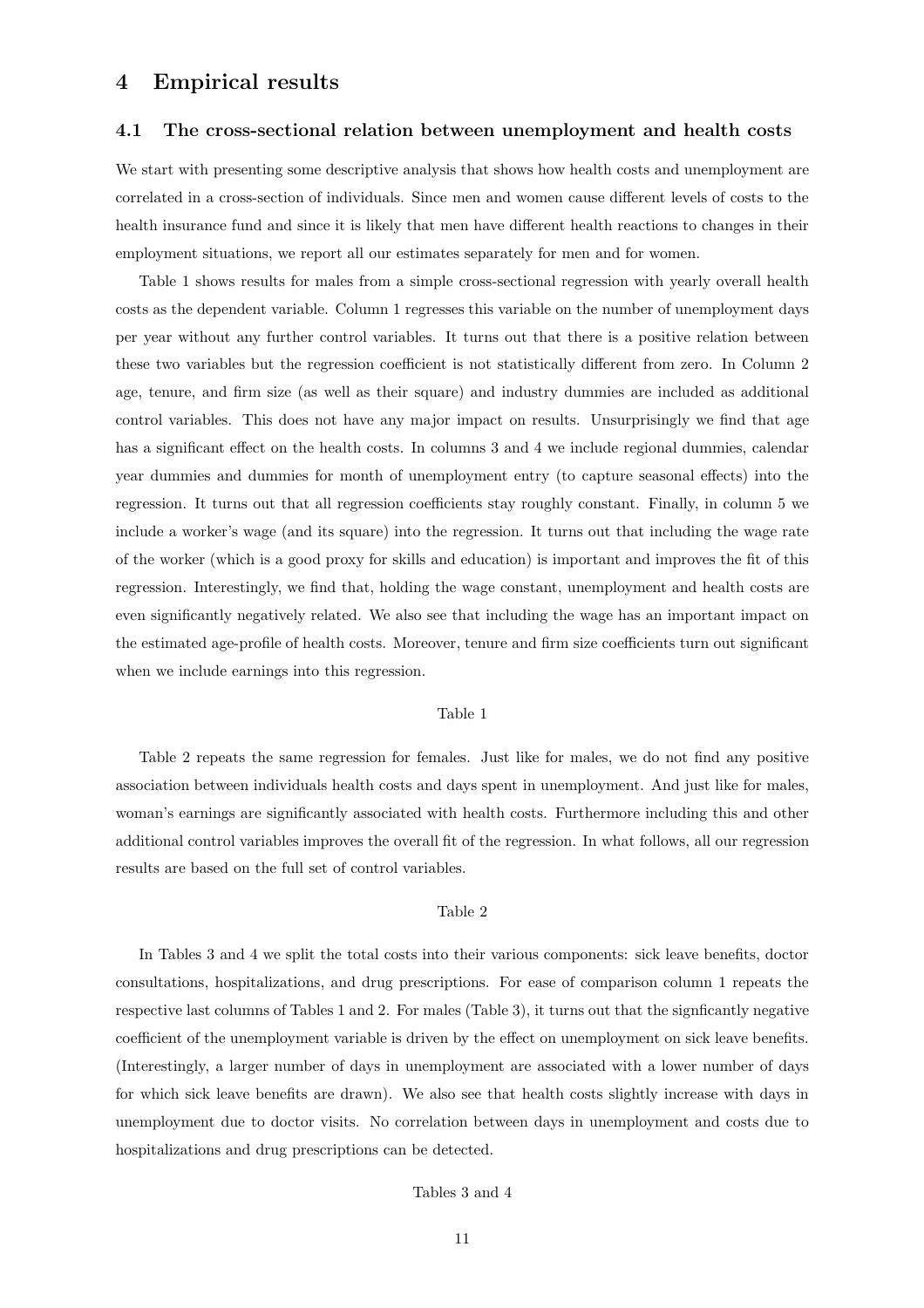# 4 Empirical results

## 4.1 The cross-sectional relation between unemployment and health costs

We start with presenting some descriptive analysis that shows how health costs and unemployment are correlated in a cross-section of individuals. Since men and women cause different levels of costs to the health insurance fund and since it is likely that men have different health reactions to changes in their employment situations, we report all our estimates separately for men and for women.

Table 1 shows results for males from a simple cross-sectional regression with yearly overall health costs as the dependent variable. Column 1 regresses this variable on the number of unemployment days per year without any further control variables. It turns out that there is a positive relation between these two variables but the regression coefficient is not statistically different from zero. In Column 2 age, tenure, and firm size (as well as their square) and industry dummies are included as additional control variables. This does not have any major impact on results. Unsurprisingly we find that age has a significant effect on the health costs. In columns 3 and 4 we include regional dummies, calendar year dummies and dummies for month of unemployment entry (to capture seasonal effects) into the regression. It turns out that all regression coefficients stay roughly constant. Finally, in column 5 we include a worker's wage (and its square) into the regression. It turns out that including the wage rate of the worker (which is a good proxy for skills and education) is important and improves the fit of this regression. Interestingly, we find that, holding the wage constant, unemployment and health costs are even significantly negatively related. We also see that including the wage has an important impact on the estimated age-profile of health costs. Moreover, tenure and firm size coefficients turn out significant when we include earnings into this regression.

Table 1

Table 2 repeats the same regression for females. Just like for males, we do not find any positive association between individuals health costs and days spent in unemployment. And just like for males, woman's earnings are significantly associated with health costs. Furthermore including this and other additional control variables improves the overall fit of the regression. In what follows, all our regression results are based on the full set of control variables.

Table 2

In Tables 3 and 4 we split the total costs into their various components: sick leave benefits, doctor consultations, hospitalizations, and drug prescriptions. For ease of comparison column 1 repeats the respective last columns of Tables 1 and 2. For males (Table 3), it turns out that the signficantly negative coefficient of the unemployment variable is driven by the effect on unemployment on sick leave benefits. (Interestingly, a larger number of days in unemployment are associated with a lower number of days for which sick leave benefits are drawn). We also see that health costs slightly increase with days in unemployment due to doctor visits. No correlation between days in unemployment and costs due to hospitalizations and drug prescriptions can be detected.

Tables 3 and 4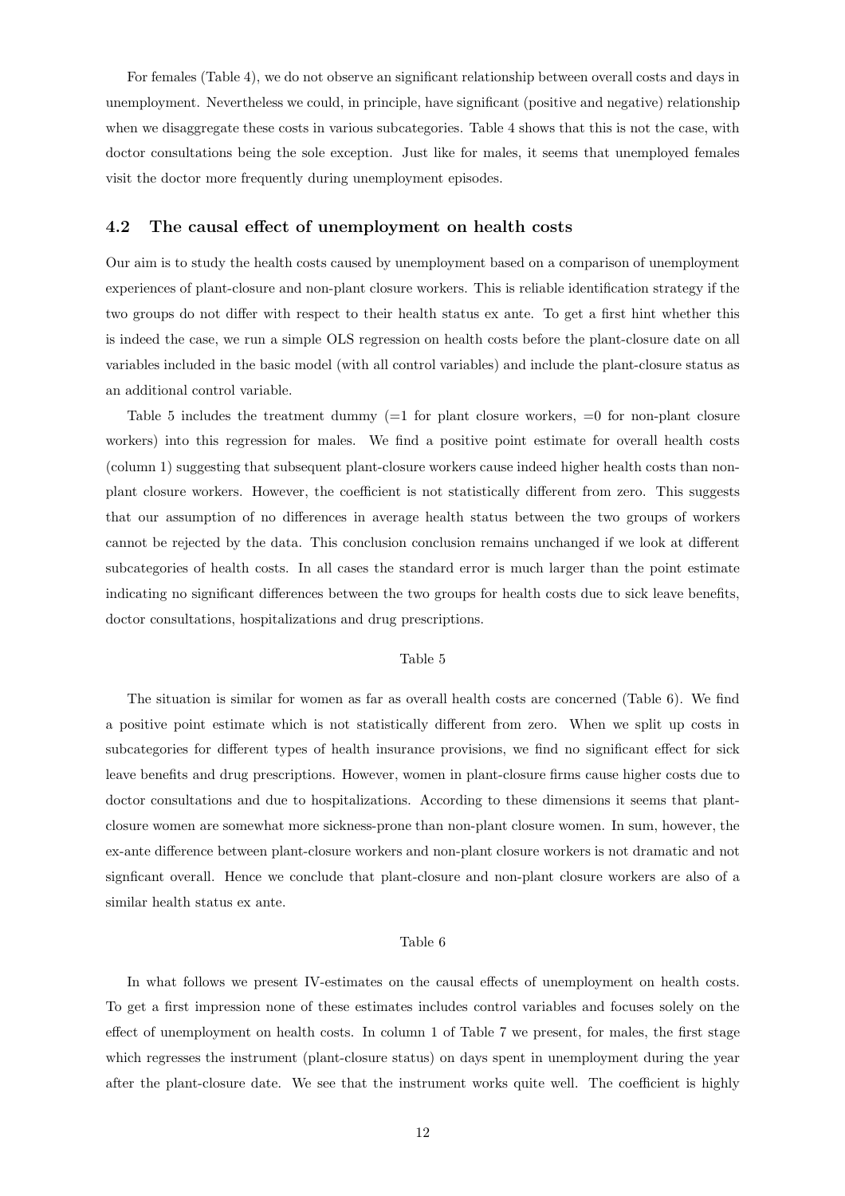For females (Table 4), we do not observe an significant relationship between overall costs and days in unemployment. Nevertheless we could, in principle, have significant (positive and negative) relationship when we disaggregate these costs in various subcategories. Table 4 shows that this is not the case, with doctor consultations being the sole exception. Just like for males, it seems that unemployed females visit the doctor more frequently during unemployment episodes.

## 4.2 The causal effect of unemployment on health costs

Our aim is to study the health costs caused by unemployment based on a comparison of unemployment experiences of plant-closure and non-plant closure workers. This is reliable identification strategy if the two groups do not differ with respect to their health status ex ante. To get a first hint whether this is indeed the case, we run a simple OLS regression on health costs before the plant-closure date on all variables included in the basic model (with all control variables) and include the plant-closure status as an additional control variable.

Table 5 includes the treatment dummy (=1 for plant closure workers, =0 for non-plant closure workers) into this regression for males. We find a positive point estimate for overall health costs (column 1) suggesting that subsequent plant-closure workers cause indeed higher health costs than non-plant closure workers. However, the coefficient is not statistically different from zero. This suggests that our assumption of no differences in average health status between the two groups of workers cannot be rejected by the data. This conclusion conclusion remains unchanged if we look at different subcategories of health costs. In all cases the standard error is much larger than the point estimate indicating no significant differences between the two groups for health costs due to sick leave benefits, doctor consultations, hospitalizations and drug prescriptions.

Table 5

The situation is similar for women as far as overall health costs are concerned (Table 6). We find a positive point estimate which is not statistically different from zero. When we split up costs in subcategories for different types of health insurance provisions, we find no significant effect for sick leave benefits and drug prescriptions. However, women in plant-closure firms cause higher costs due to doctor consultations and due to hospitalizations. According to these dimensions it seems that plant-closure women are somewhat more sickness-prone than non-plant closure women. In sum, however, the ex-ante difference between plant-closure workers and non-plant closure workers is not dramatic and not signficant overall. Hence we conclude that plant-closure and non-plant closure workers are also of a similar health status ex ante.

Table 6

In what follows we present IV-estimates on the causal effects of unemployment on health costs. To get a first impression none of these estimates includes control variables and focuses solely on the effect of unemployment on health costs. In column 1 of Table 7 we present, for males, the first stage which regresses the instrument (plant-closure status) on days spent in unemployment during the year after the plant-closure date. We see that the instrument works quite well. The coefficient is highly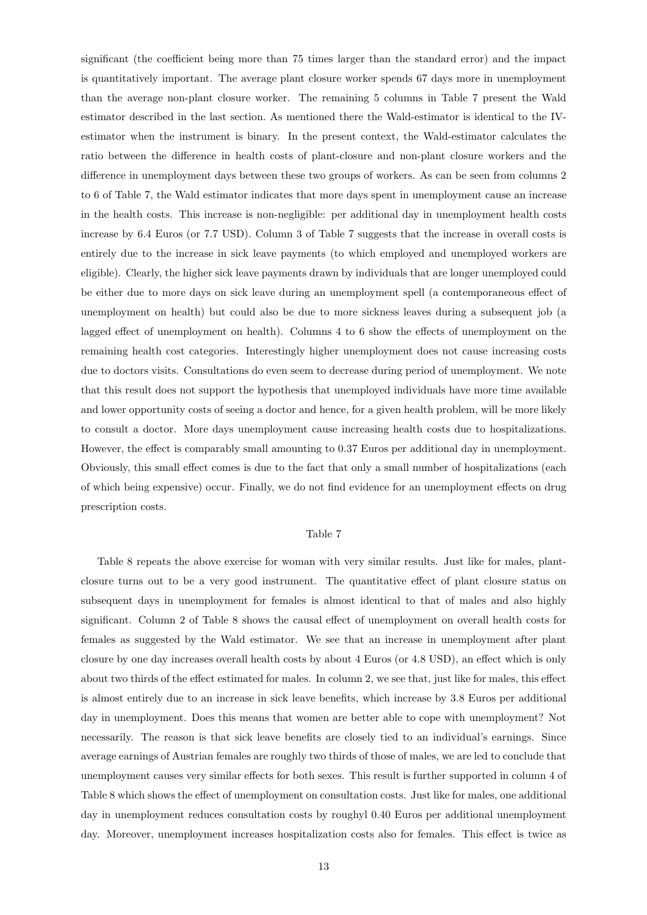significant (the coefficient being more than 75 times larger than the standard error) and the impact is quantitatively important. The average plant closure worker spends 67 days more in unemployment than the average non-plant closure worker. The remaining 5 columns in Table 7 present the Wald estimator described in the last section. As mentioned there the Wald-estimator is identical to the IV-estimator when the instrument is binary. In the present context, the Wald-estimator calculates the ratio between the difference in health costs of plant-closure and non-plant closure workers and the difference in unemployment days between these two groups of workers. As can be seen from columns 2 to 6 of Table 7, the Wald estimator indicates that more days spent in unemployment cause an increase in the health costs. This increase is non-negligible: per additional day in unemployment health costs increase by 6.4 Euros (or 7.7 USD). Column 3 of Table 7 suggests that the increase in overall costs is entirely due to the increase in sick leave payments (to which employed and unemployed workers are eligible). Clearly, the higher sick leave payments drawn by individuals that are longer unemployed could be either due to more days on sick leave during an unemployment spell (a contemporaneous effect of unemployment on health) but could also be due to more sickness leaves during a subsequent job (a lagged effect of unemployment on health). Columns 4 to 6 show the effects of unemployment on the remaining health cost categories. Interestingly higher unemployment does not cause increasing costs due to doctors visits. Consultations do even seem to decrease during period of unemployment. We note that this result does not support the hypothesis that unemployed individuals have more time available and lower opportunity costs of seeing a doctor and hence, for a given health problem, will be more likely to consult a doctor. More days unemployment cause increasing health costs due to hospitalizations. However, the effect is comparably small amounting to 0.37 Euros per additional day in unemployment. Obviously, this small effect comes is due to the fact that only a small number of hospitalizations (each of which being expensive) occur. Finally, we do not find evidence for an unemployment effects on drug prescription costs.

Table 7

Table 8 repeats the above exercise for woman with very similar results. Just like for males, plant-closure turns out to be a very good instrument. The quantitative effect of plant closure status on subsequent days in unemployment for females is almost identical to that of males and also highly significant. Column 2 of Table 8 shows the causal effect of unemployment on overall health costs for females as suggested by the Wald estimator. We see that an increase in unemployment after plant closure by one day increases overall health costs by about 4 Euros (or 4.8 USD), an effect which is only about two thirds of the effect estimated for males. In column 2, we see that, just like for males, this effect is almost entirely due to an increase in sick leave benefits, which increase by 3.8 Euros per additional day in unemployment. Does this means that women are better able to cope with unemployment? Not necessarily. The reason is that sick leave benefits are closely tied to an individual's earnings. Since average earnings of Austrian females are roughly two thirds of those of males, we are led to conclude that unemployment causes very similar effects for both sexes. This result is further supported in column 4 of Table 8 which shows the effect of unemployment on consultation costs. Just like for males, one additional day in unemployment reduces consultation costs by roughyl 0.40 Euros per additional unemployment day. Moreover, unemployment increases hospitalization costs also for females. This effect is twice as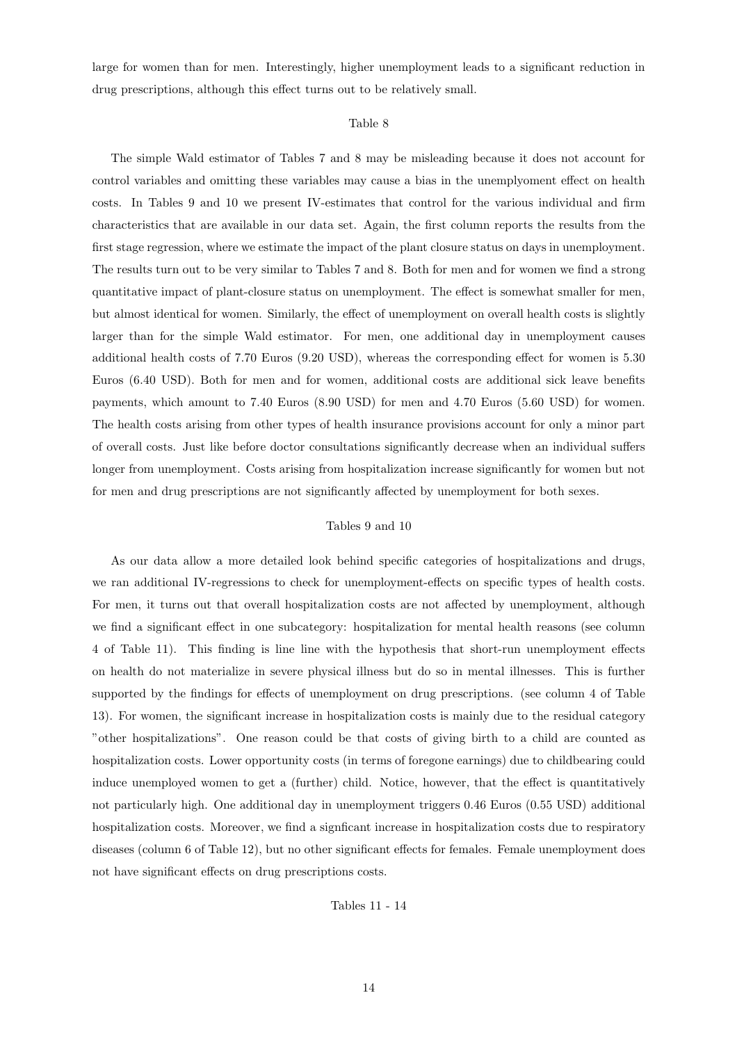large for women than for men. Interestingly, higher unemployment leads to a significant reduction in drug prescriptions, although this effect turns out to be relatively small.

Table 8

The simple Wald estimator of Tables 7 and 8 may be misleading because it does not account for control variables and omitting these variables may cause a bias in the unemplyoment effect on health costs. In Tables 9 and 10 we present IV-estimates that control for the various individual and firm characteristics that are available in our data set. Again, the first column reports the results from the first stage regression, where we estimate the impact of the plant closure status on days in unemployment. The results turn out to be very similar to Tables 7 and 8. Both for men and for women we find a strong quantitative impact of plant-closure status on unemployment. The effect is somewhat smaller for men, but almost identical for women. Similarly, the effect of unemployment on overall health costs is slightly larger than for the simple Wald estimator. For men, one additional day in unemployment causes additional health costs of 7.70 Euros (9.20 USD), whereas the corresponding effect for women is 5.30 Euros (6.40 USD). Both for men and for women, additional costs are additional sick leave benefits payments, which amount to 7.40 Euros (8.90 USD) for men and 4.70 Euros (5.60 USD) for women. The health costs arising from other types of health insurance provisions account for only a minor part of overall costs. Just like before doctor consultations significantly decrease when an individual suffers longer from unemployment. Costs arising from hospitalization increase significantly for women but not for men and drug prescriptions are not significantly affected by unemployment for both sexes.

Tables 9 and 10

As our data allow a more detailed look behind specific categories of hospitalizations and drugs, we ran additional IV-regressions to check for unemployment-effects on specific types of health costs. For men, it turns out that overall hospitalization costs are not affected by unemployment, although we find a significant effect in one subcategory: hospitalization for mental health reasons (see column 4 of Table 11). This finding is line line with the hypothesis that short-run unemployment effects on health do not materialize in severe physical illness but do so in mental illnesses. This is further supported by the findings for effects of unemployment on drug prescriptions. (see column 4 of Table 13). For women, the significant increase in hospitalization costs is mainly due to the residual category "other hospitalizations". One reason could be that costs of giving birth to a child are counted as hospitalization costs. Lower opportunity costs (in terms of foregone earnings) due to childbearing could induce unemployed women to get a (further) child. Notice, however, that the effect is quantitatively not particularly high. One additional day in unemployment triggers 0.46 Euros (0.55 USD) additional hospitalization costs. Moreover, we find a signficant increase in hospitalization costs due to respiratory diseases (column 6 of Table 12), but no other significant effects for females. Female unemployment does not have significant effects on drug prescriptions costs.

Tables 11 - 14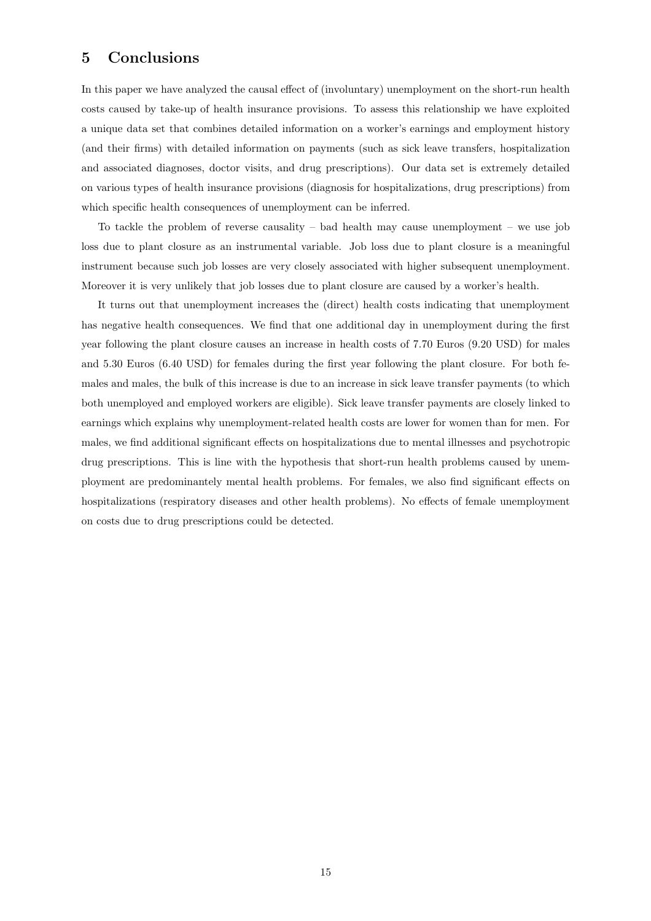## 5 Conclusions

In this paper we have analyzed the causal effect of (involuntary) unemployment on the short-run health costs caused by take-up of health insurance provisions. To assess this relationship we have exploited a unique data set that combines detailed information on a worker's earnings and employment history (and their firms) with detailed information on payments (such as sick leave transfers, hospitalization and associated diagnoses, doctor visits, and drug prescriptions). Our data set is extremely detailed on various types of health insurance provisions (diagnosis for hospitalizations, drug prescriptions) from which specific health consequences of unemployment can be inferred.

To tackle the problem of reverse causality – bad health may cause unemployment – we use job loss due to plant closure as an instrumental variable. Job loss due to plant closure is a meaningful instrument because such job losses are very closely associated with higher subsequent unemployment. Moreover it is very unlikely that job losses due to plant closure are caused by a worker's health.

It turns out that unemployment increases the (direct) health costs indicating that unemployment has negative health consequences. We find that one additional day in unemployment during the first year following the plant closure causes an increase in health costs of 7.70 Euros (9.20 USD) for males and 5.30 Euros (6.40 USD) for females during the first year following the plant closure. For both females and males, the bulk of this increase is due to an increase in sick leave transfer payments (to which both unemployed and employed workers are eligible). Sick leave transfer payments are closely linked to earnings which explains why unemployment-related health costs are lower for women than for men. For males, we find additional significant effects on hospitalizations due to mental illnesses and psychotropic drug prescriptions. This is line with the hypothesis that short-run health problems caused by unemployment are predominantely mental health problems. For females, we also find significant effects on hospitalizations (respiratory diseases and other health problems). No effects of female unemployment on costs due to drug prescriptions could be detected.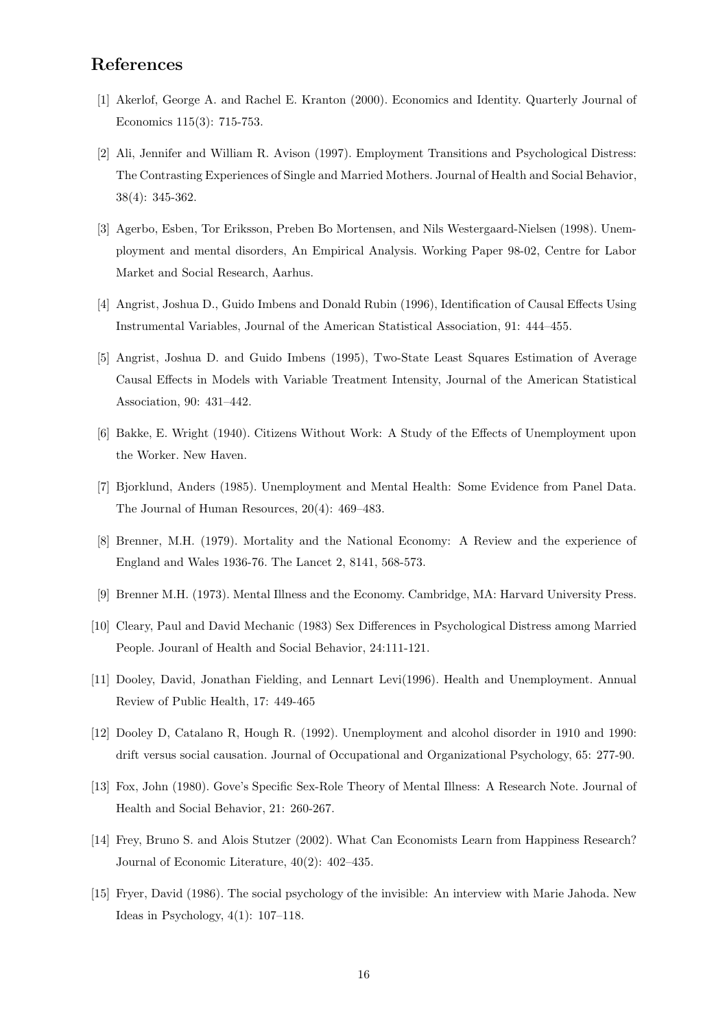## References

[1] Akerlof, George A. and Rachel E. Kranton (2000). Economics and Identity. Quarterly Journal of Economics 115(3): 715-753.

[2] Ali, Jennifer and William R. Avison (1997). Employment Transitions and Psychological Distress: The Contrasting Experiences of Single and Married Mothers. Journal of Health and Social Behavior, 38(4): 345-362.

[3] Agerbo, Esben, Tor Eriksson, Preben Bo Mortensen, and Nils Westergaard-Nielsen (1998). Unemployment and mental disorders, An Empirical Analysis. Working Paper 98-02, Centre for Labor Market and Social Research, Aarhus.

[4] Angrist, Joshua D., Guido Imbens and Donald Rubin (1996), Identification of Causal Effects Using Instrumental Variables, Journal of the American Statistical Association, 91: 444–455.

[5] Angrist, Joshua D. and Guido Imbens (1995), Two-State Least Squares Estimation of Average Causal Effects in Models with Variable Treatment Intensity, Journal of the American Statistical Association, 90: 431–442.

[6] Bakke, E. Wright (1940). Citizens Without Work: A Study of the Effects of Unemployment upon the Worker. New Haven.

[7] Bjorklund, Anders (1985). Unemployment and Mental Health: Some Evidence from Panel Data. The Journal of Human Resources, 20(4): 469–483.

[8] Brenner, M.H. (1979). Mortality and the National Economy: A Review and the experience of England and Wales 1936-76. The Lancet 2, 8141, 568-573.

[9] Brenner M.H. (1973). Mental Illness and the Economy. Cambridge, MA: Harvard University Press.

[10] Cleary, Paul and David Mechanic (1983) Sex Differences in Psychological Distress among Married People. Jouranl of Health and Social Behavior, 24:111-121.

[11] Dooley, David, Jonathan Fielding, and Lennart Levi(1996). Health and Unemployment. Annual Review of Public Health, 17: 449-465

[12] Dooley D, Catalano R, Hough R. (1992). Unemployment and alcohol disorder in 1910 and 1990: drift versus social causation. Journal of Occupational and Organizational Psychology, 65: 277-90.

[13] Fox, John (1980). Gove's Specific Sex-Role Theory of Mental Illness: A Research Note. Journal of Health and Social Behavior, 21: 260-267.

[14] Frey, Bruno S. and Alois Stutzer (2002). What Can Economists Learn from Happiness Research? Journal of Economic Literature, 40(2): 402–435.

[15] Fryer, David (1986). The social psychology of the invisible: An interview with Marie Jahoda. New Ideas in Psychology, 4(1): 107–118.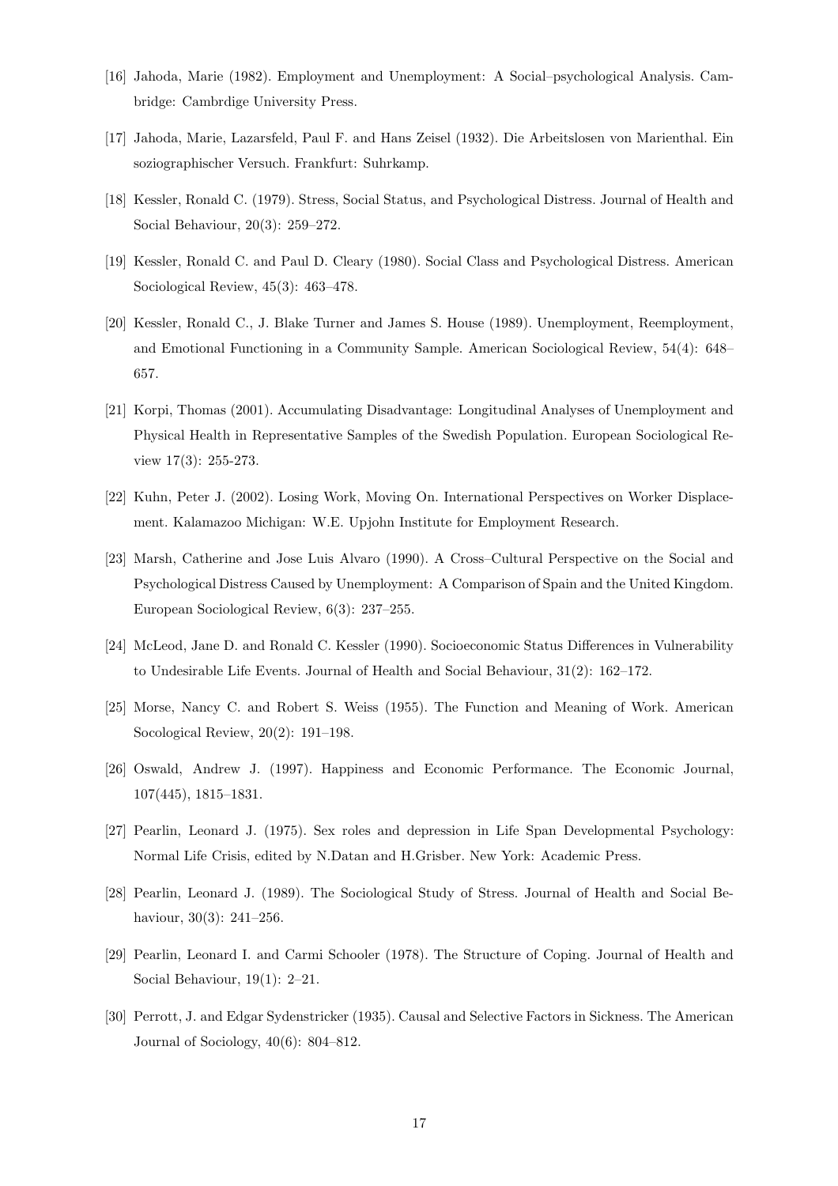[16] Jahoda, Marie (1982). Employment and Unemployment: A Social–psychological Analysis. Cambridge: Cambrdige University Press.

[17] Jahoda, Marie, Lazarsfeld, Paul F. and Hans Zeisel (1932). Die Arbeitslosen von Marienthal. Ein soziographischer Versuch. Frankfurt: Suhrkamp.

[18] Kessler, Ronald C. (1979). Stress, Social Status, and Psychological Distress. Journal of Health and Social Behaviour, 20(3): 259–272.

[19] Kessler, Ronald C. and Paul D. Cleary (1980). Social Class and Psychological Distress. American Sociological Review, 45(3): 463–478.

[20] Kessler, Ronald C., J. Blake Turner and James S. House (1989). Unemployment, Reemployment, and Emotional Functioning in a Community Sample. American Sociological Review, 54(4): 648–657.

[21] Korpi, Thomas (2001). Accumulating Disadvantage: Longitudinal Analyses of Unemployment and Physical Health in Representative Samples of the Swedish Population. European Sociological Review 17(3): 255-273.

[22] Kuhn, Peter J. (2002). Losing Work, Moving On. International Perspectives on Worker Displacement. Kalamazoo Michigan: W.E. Upjohn Institute for Employment Research.

[23] Marsh, Catherine and Jose Luis Alvaro (1990). A Cross–Cultural Perspective on the Social and Psychological Distress Caused by Unemployment: A Comparison of Spain and the United Kingdom. European Sociological Review, 6(3): 237–255.

[24] McLeod, Jane D. and Ronald C. Kessler (1990). Socioeconomic Status Differences in Vulnerability to Undesirable Life Events. Journal of Health and Social Behaviour, 31(2): 162–172.

[25] Morse, Nancy C. and Robert S. Weiss (1955). The Function and Meaning of Work. American Socological Review, 20(2): 191–198.

[26] Oswald, Andrew J. (1997). Happiness and Economic Performance. The Economic Journal, 107(445), 1815–1831.

[27] Pearlin, Leonard J. (1975). Sex roles and depression in Life Span Developmental Psychology: Normal Life Crisis, edited by N.Datan and H.Grisber. New York: Academic Press.

[28] Pearlin, Leonard J. (1989). The Sociological Study of Stress. Journal of Health and Social Behaviour, 30(3): 241–256.

[29] Pearlin, Leonard I. and Carmi Schooler (1978). The Structure of Coping. Journal of Health and Social Behaviour, 19(1): 2–21.

[30] Perrott, J. and Edgar Sydenstricker (1935). Causal and Selective Factors in Sickness. The American Journal of Sociology, 40(6): 804–812.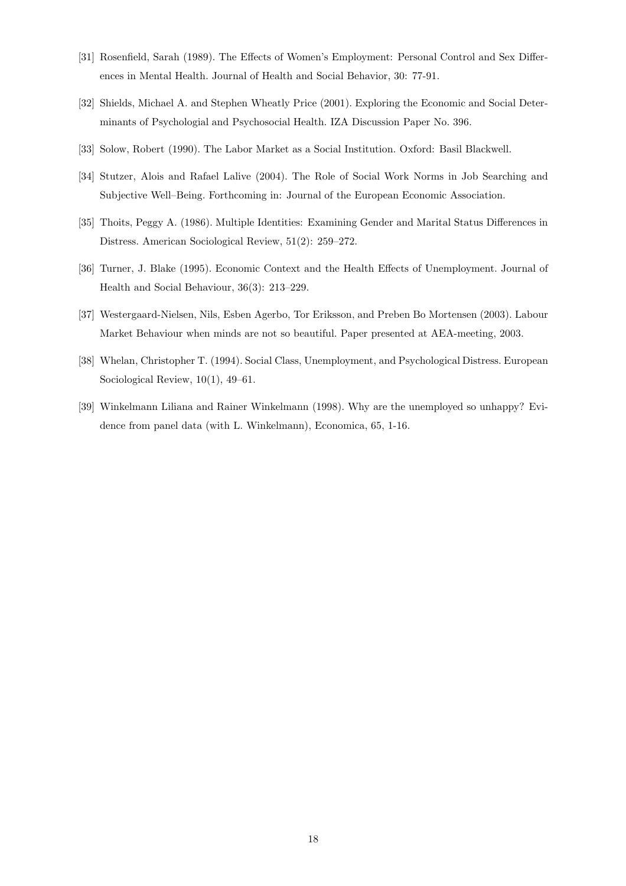[31] Rosenfield, Sarah (1989). The Effects of Women's Employment: Personal Control and Sex Differences in Mental Health. Journal of Health and Social Behavior, 30: 77-91.

[32] Shields, Michael A. and Stephen Wheatly Price (2001). Exploring the Economic and Social Determinants of Psychologial and Psychosocial Health. IZA Discussion Paper No. 396.

[33] Solow, Robert (1990). The Labor Market as a Social Institution. Oxford: Basil Blackwell.

[34] Stutzer, Alois and Rafael Lalive (2004). The Role of Social Work Norms in Job Searching and Subjective Well–Being. Forthcoming in: Journal of the European Economic Association.

[35] Thoits, Peggy A. (1986). Multiple Identities: Examining Gender and Marital Status Differences in Distress. American Sociological Review, 51(2): 259–272.

[36] Turner, J. Blake (1995). Economic Context and the Health Effects of Unemployment. Journal of Health and Social Behaviour, 36(3): 213–229.

[37] Westergaard-Nielsen, Nils, Esben Agerbo, Tor Eriksson, and Preben Bo Mortensen (2003). Labour Market Behaviour when minds are not so beautiful. Paper presented at AEA-meeting, 2003.

[38] Whelan, Christopher T. (1994). Social Class, Unemployment, and Psychological Distress. European Sociological Review, 10(1), 49–61.

[39] Winkelmann Liliana and Rainer Winkelmann (1998). Why are the unemployed so unhappy? Evidence from panel data (with L. Winkelmann), Economica, 65, 1-16.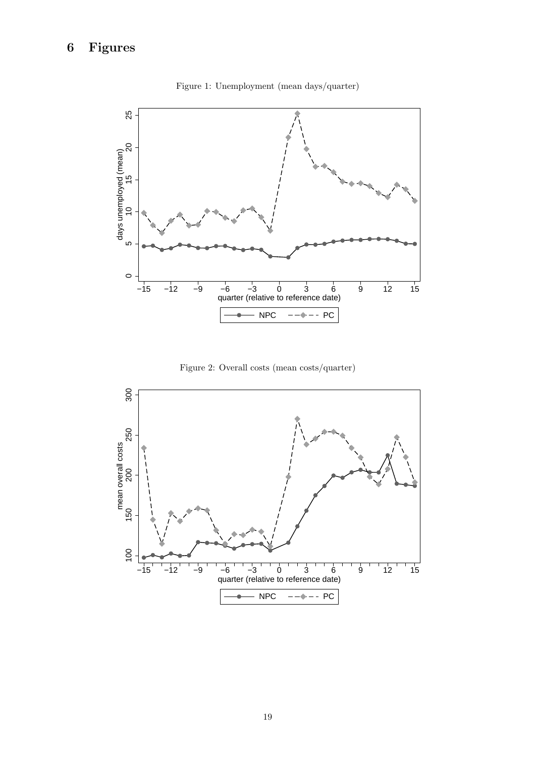# 6 Figures

Figure 1: Unemployment (mean days/quarter)

Figure 2: Overall costs (mean costs/quarter)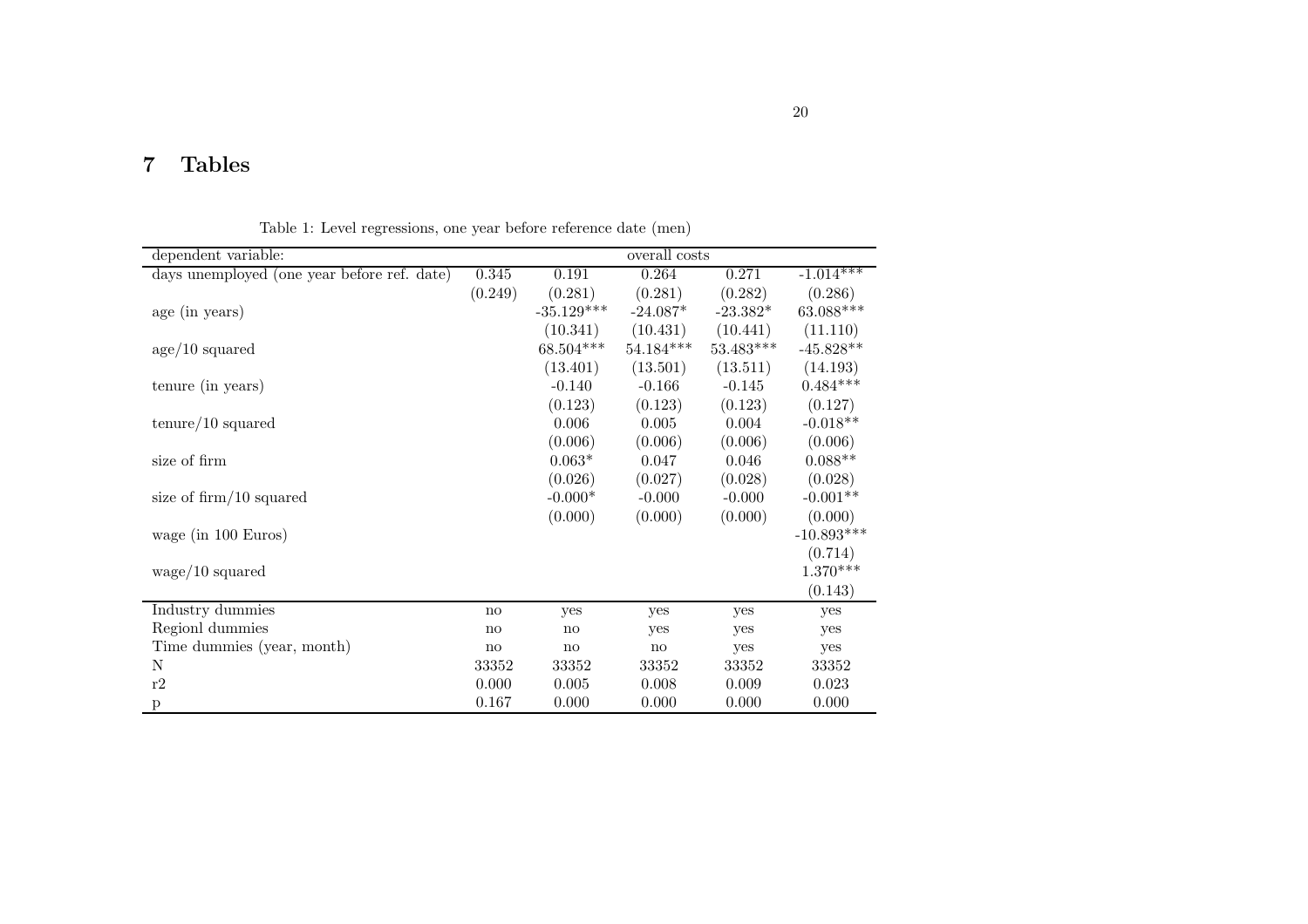## 7 Tables

Table 1: Level regressions, one year before reference date (men)

| dependent variable: | overall costs | | | | |
|---|---|---|---|---|---|
| days unemployed (one year before ref. date) | 0.345 | 0.191 | 0.264 | 0.271 | -1.014*** |
| | (0.249) | (0.281) | (0.281) | (0.282) | (0.286) |
| age (in years) | | -35.129*** | -24.087* | -23.382* | 63.088*** |
| | | (10.341) | (10.431) | (10.441) | (11.110) |
| age/10 squared | | 68.504*** | 54.184*** | 53.483*** | -45.828** |
| | | (13.401) | (13.501) | (13.511) | (14.193) |
| tenure (in years) | | -0.140 | -0.166 | -0.145 | 0.484*** |
| | | (0.123) | (0.123) | (0.123) | (0.127) |
| tenure/10 squared | | 0.006 | 0.005 | 0.004 | -0.018** |
| | | (0.006) | (0.006) | (0.006) | (0.006) |
| size of firm | | 0.063* | 0.047 | 0.046 | 0.088** |
| | | (0.026) | (0.027) | (0.028) | (0.028) |
| size of firm/10 squared | | -0.000* | -0.000 | -0.000 | -0.001** |
| | | (0.000) | (0.000) | (0.000) | (0.000) |
| wage (in 100 Euros) | | | | | -10.893*** |
| | | | | | (0.714) |
| wage/10 squared | | | | | 1.370*** |
| | | | | | (0.143) |
| Industry dummies | no | yes | yes | yes | yes |
| Regionl dummies | no | no | yes | yes | yes |
| Time dummies (year, month) | no | no | no | yes | yes |
| N | 33352 | 33352 | 33352 | 33352 | 33352 |
| r2 | 0.000 | 0.005 | 0.008 | 0.009 | 0.023 |
| p | 0.167 | 0.000 | 0.000 | 0.000 | 0.000 |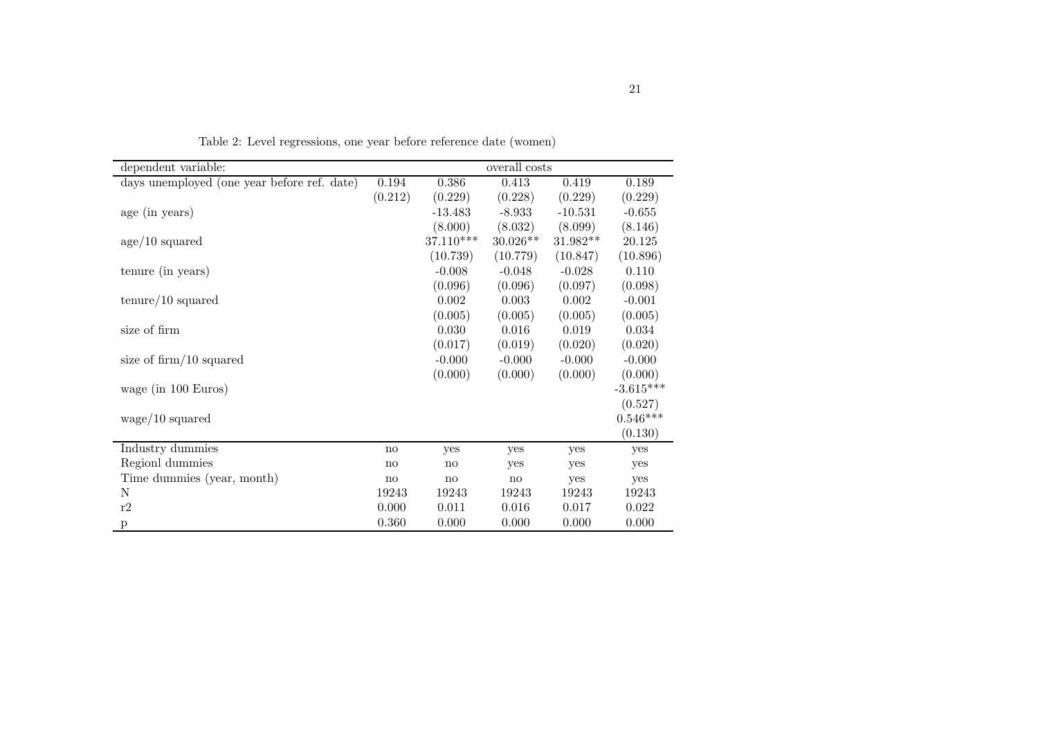Table 2: Level regressions, one year before reference date (women)

| dependent variable: | overall costs | | | | |
|---|---|---|---|---|---|
| days unemployed (one year before ref. date) | 0.194 | 0.386 | 0.413 | 0.419 | 0.189 |
| | (0.212) | (0.229) | (0.228) | (0.229) | (0.229) |
| age (in years) | | -13.483 | -8.933 | -10.531 | -0.655 |
| | | (8.000) | (8.032) | (8.099) | (8.146) |
| age/10 squared | | 37.110*** | 30.026** | 31.982** | 20.125 |
| | | (10.739) | (10.779) | (10.847) | (10.896) |
| tenure (in years) | | -0.008 | -0.048 | -0.028 | 0.110 |
| | | (0.096) | (0.096) | (0.097) | (0.098) |
| tenure/10 squared | | 0.002 | 0.003 | 0.002 | -0.001 |
| | | (0.005) | (0.005) | (0.005) | (0.005) |
| size of firm | | 0.030 | 0.016 | 0.019 | 0.034 |
| | | (0.017) | (0.019) | (0.020) | (0.020) |
| size of firm/10 squared | | -0.000 | -0.000 | -0.000 | -0.000 |
| | | (0.000) | (0.000) | (0.000) | (0.000) |
| wage (in 100 Euros) | | | | | -3.615*** |
| | | | | | (0.527) |
| wage/10 squared | | | | | 0.546*** |
| | | | | | (0.130) |
| Industry dummies | no | yes | yes | yes | yes |
| Regionl dummies | no | no | yes | yes | yes |
| Time dummies (year, month) | no | no | no | yes | yes |
| N | 19243 | 19243 | 19243 | 19243 | 19243 |
| r2 | 0.000 | 0.011 | 0.016 | 0.017 | 0.022 |
| p | 0.360 | 0.000 | 0.000 | 0.000 | 0.000 |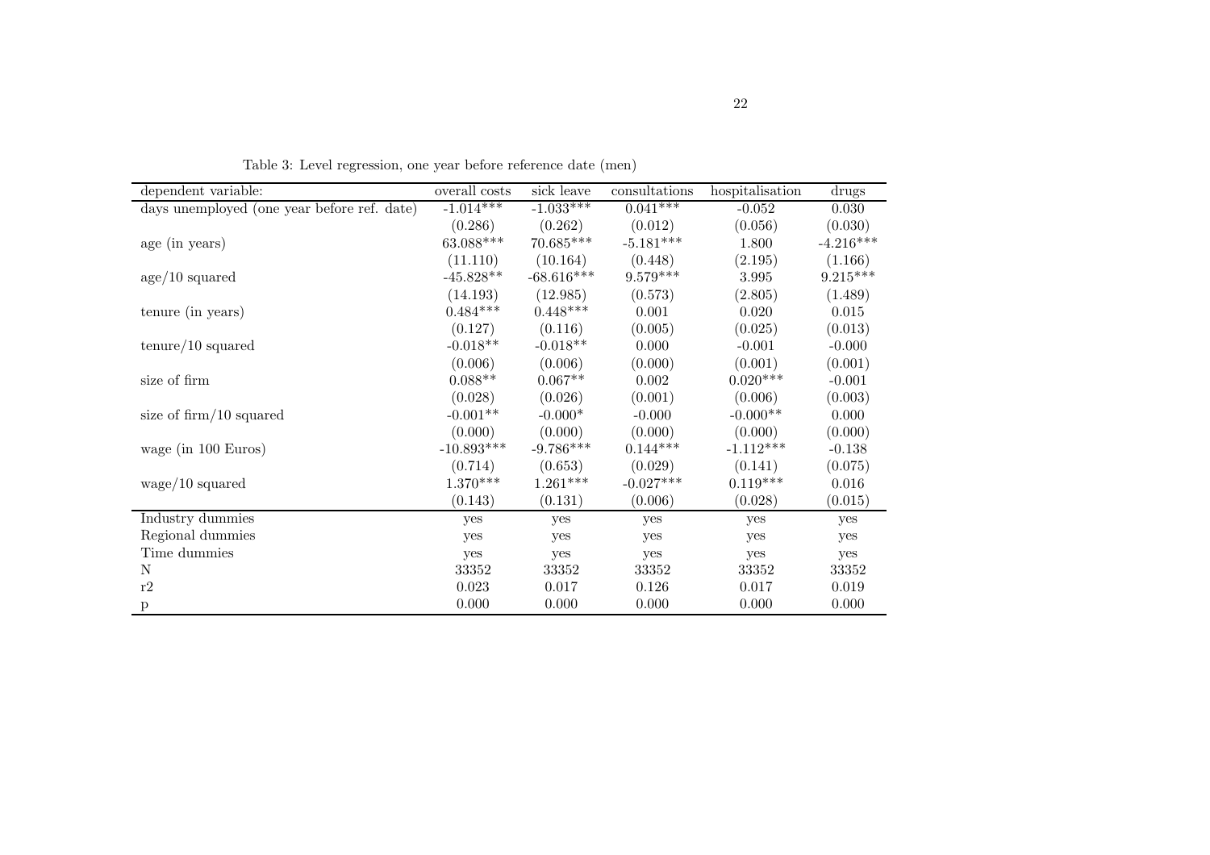Table 3: Level regression, one year before reference date (men)

| dependent variable: | overall costs | sick leave | consultations | hospitalisation | drugs |
|---|---|---|---|---|---|
| days unemployed (one year before ref. date) | -1.014*** | -1.033*** | 0.041*** | -0.052 | 0.030 |
| | (0.286) | (0.262) | (0.012) | (0.056) | (0.030) |
| age (in years) | 63.088*** | 70.685*** | -5.181*** | 1.800 | -4.216*** |
| | (11.110) | (10.164) | (0.448) | (2.195) | (1.166) |
| age/10 squared | -45.828** | -68.616*** | 9.579*** | 3.995 | 9.215*** |
| | (14.193) | (12.985) | (0.573) | (2.805) | (1.489) |
| tenure (in years) | 0.484*** | 0.448*** | 0.001 | 0.020 | 0.015 |
| | (0.127) | (0.116) | (0.005) | (0.025) | (0.013) |
| tenure/10 squared | -0.018** | -0.018** | 0.000 | -0.001 | -0.000 |
| | (0.006) | (0.006) | (0.000) | (0.001) | (0.001) |
| size of firm | 0.088** | 0.067** | 0.002 | 0.020*** | -0.001 |
| | (0.028) | (0.026) | (0.001) | (0.006) | (0.003) |
| size of firm/10 squared | -0.001** | -0.000* | -0.000 | -0.000** | 0.000 |
| | (0.000) | (0.000) | (0.000) | (0.000) | (0.000) |
| wage (in 100 Euros) | -10.893*** | -9.786*** | 0.144*** | -1.112*** | -0.138 |
| | (0.714) | (0.653) | (0.029) | (0.141) | (0.075) |
| wage/10 squared | 1.370*** | 1.261*** | -0.027*** | 0.119*** | 0.016 |
| | (0.143) | (0.131) | (0.006) | (0.028) | (0.015) |
| Industry dummies | yes | yes | yes | yes | yes |
| Regional dummies | yes | yes | yes | yes | yes |
| Time dummies | yes | yes | yes | yes | yes |
| N | 33352 | 33352 | 33352 | 33352 | 33352 |
| r2 | 0.023 | 0.017 | 0.126 | 0.017 | 0.019 |
| p | 0.000 | 0.000 | 0.000 | 0.000 | 0.000 |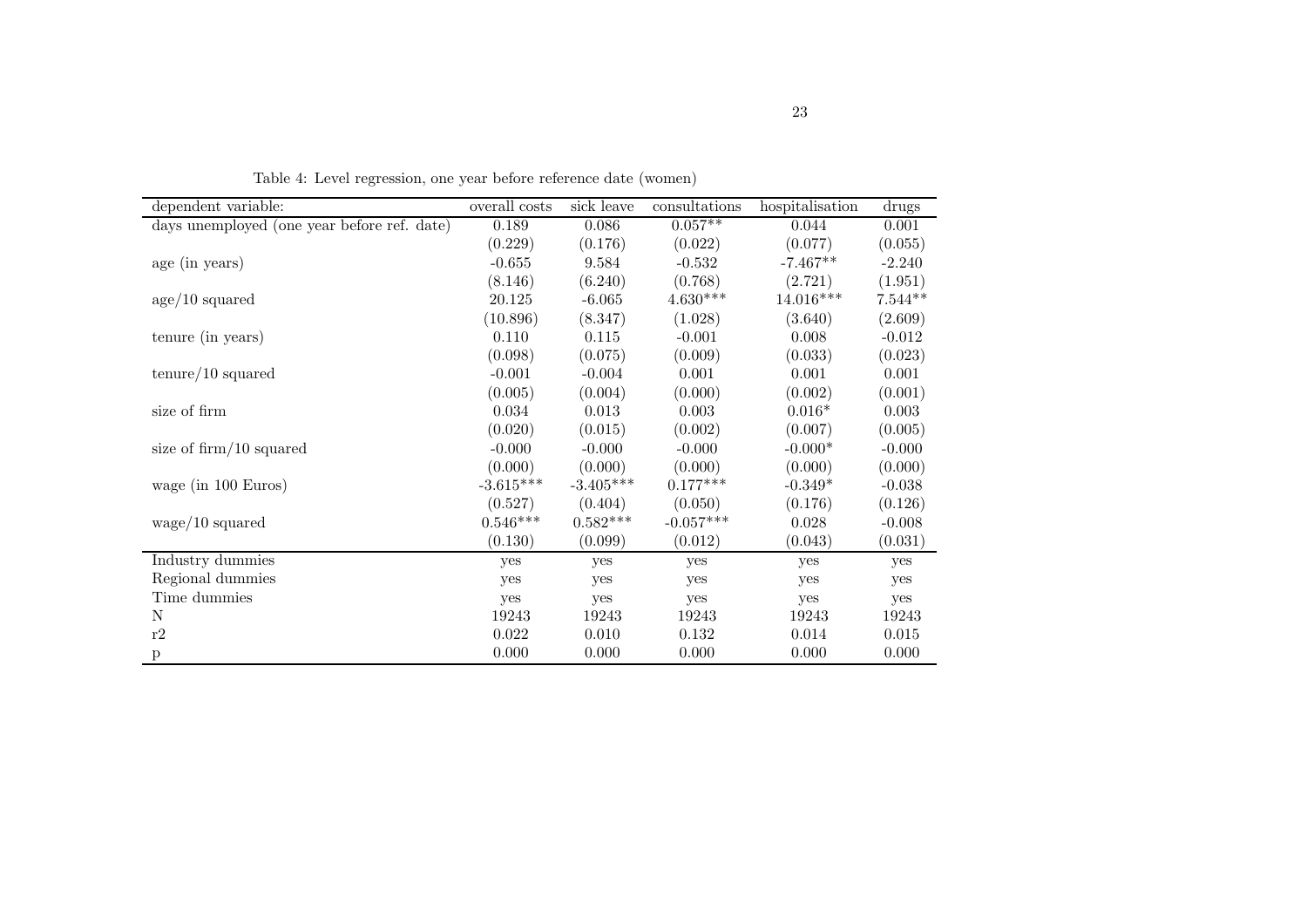Table 4: Level regression, one year before reference date (women)

| dependent variable: | overall costs | sick leave | consultations | hospitalisation | drugs |
|---|---|---|---|---|---|
| days unemployed (one year before ref. date) | 0.189 | 0.086 | 0.057** | 0.044 | 0.001 |
| | (0.229) | (0.176) | (0.022) | (0.077) | (0.055) |
| age (in years) | -0.655 | 9.584 | -0.532 | -7.467** | -2.240 |
| | (8.146) | (6.240) | (0.768) | (2.721) | (1.951) |
| age/10 squared | 20.125 | -6.065 | 4.630*** | 14.016*** | 7.544** |
| | (10.896) | (8.347) | (1.028) | (3.640) | (2.609) |
| tenure (in years) | 0.110 | 0.115 | -0.001 | 0.008 | -0.012 |
| | (0.098) | (0.075) | (0.009) | (0.033) | (0.023) |
| tenure/10 squared | -0.001 | -0.004 | 0.001 | 0.001 | 0.001 |
| | (0.005) | (0.004) | (0.000) | (0.002) | (0.001) |
| size of firm | 0.034 | 0.013 | 0.003 | 0.016* | 0.003 |
| | (0.020) | (0.015) | (0.002) | (0.007) | (0.005) |
| size of firm/10 squared | -0.000 | -0.000 | -0.000 | -0.000* | -0.000 |
| | (0.000) | (0.000) | (0.000) | (0.000) | (0.000) |
| wage (in 100 Euros) | -3.615*** | -3.405*** | 0.177*** | -0.349* | -0.038 |
| | (0.527) | (0.404) | (0.050) | (0.176) | (0.126) |
| wage/10 squared | 0.546*** | 0.582*** | -0.057*** | 0.028 | -0.008 |
| | (0.130) | (0.099) | (0.012) | (0.043) | (0.031) |
| Industry dummies | yes | yes | yes | yes | yes |
| Regional dummies | yes | yes | yes | yes | yes |
| Time dummies | yes | yes | yes | yes | yes |
| N | 19243 | 19243 | 19243 | 19243 | 19243 |
| r2 | 0.022 | 0.010 | 0.132 | 0.014 | 0.015 |
| p | 0.000 | 0.000 | 0.000 | 0.000 | 0.000 |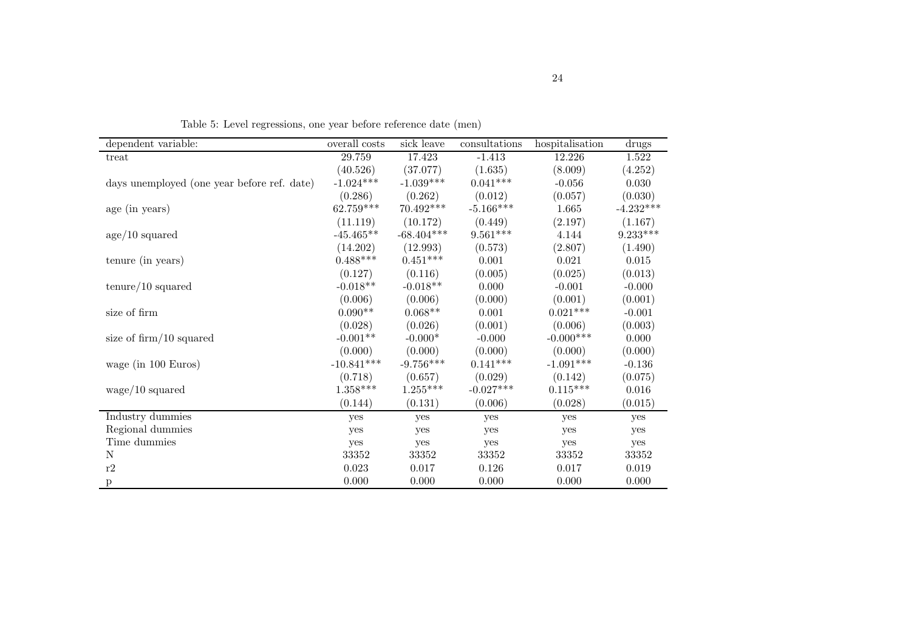Table 5: Level regressions, one year before reference date (men)

| dependent variable: | overall costs | sick leave | consultations | hospitalisation | drugs |
|---|---|---|---|---|---|
| treat | 29.759 | 17.423 | -1.413 | 12.226 | 1.522 |
| | (40.526) | (37.077) | (1.635) | (8.009) | (4.252) |
| days unemployed (one year before ref. date) | -1.024*** | -1.039*** | 0.041*** | -0.056 | 0.030 |
| | (0.286) | (0.262) | (0.012) | (0.057) | (0.030) |
| age (in years) | 62.759*** | 70.492*** | -5.166*** | 1.665 | -4.232*** |
| | (11.119) | (10.172) | (0.449) | (2.197) | (1.167) |
| age/10 squared | -45.465** | -68.404*** | 9.561*** | 4.144 | 9.233*** |
| | (14.202) | (12.993) | (0.573) | (2.807) | (1.490) |
| tenure (in years) | 0.488*** | 0.451*** | 0.001 | 0.021 | 0.015 |
| | (0.127) | (0.116) | (0.005) | (0.025) | (0.013) |
| tenure/10 squared | -0.018** | -0.018** | 0.000 | -0.001 | -0.000 |
| | (0.006) | (0.006) | (0.000) | (0.001) | (0.001) |
| size of firm | 0.090** | 0.068** | 0.001 | 0.021*** | -0.001 |
| | (0.028) | (0.026) | (0.001) | (0.006) | (0.003) |
| size of firm/10 squared | -0.001** | -0.000* | -0.000 | -0.000*** | 0.000 |
| | (0.000) | (0.000) | (0.000) | (0.000) | (0.000) |
| wage (in 100 Euros) | -10.841*** | -9.756*** | 0.141*** | -1.091*** | -0.136 |
| | (0.718) | (0.657) | (0.029) | (0.142) | (0.075) |
| wage/10 squared | 1.358*** | 1.255*** | -0.027*** | 0.115*** | 0.016 |
| | (0.144) | (0.131) | (0.006) | (0.028) | (0.015) |
| Industry dummies | yes | yes | yes | yes | yes |
| Regional dummies | yes | yes | yes | yes | yes |
| Time dummies | yes | yes | yes | yes | yes |
| N | 33352 | 33352 | 33352 | 33352 | 33352 |
| r2 | 0.023 | 0.017 | 0.126 | 0.017 | 0.019 |
| p | 0.000 | 0.000 | 0.000 | 0.000 | 0.000 |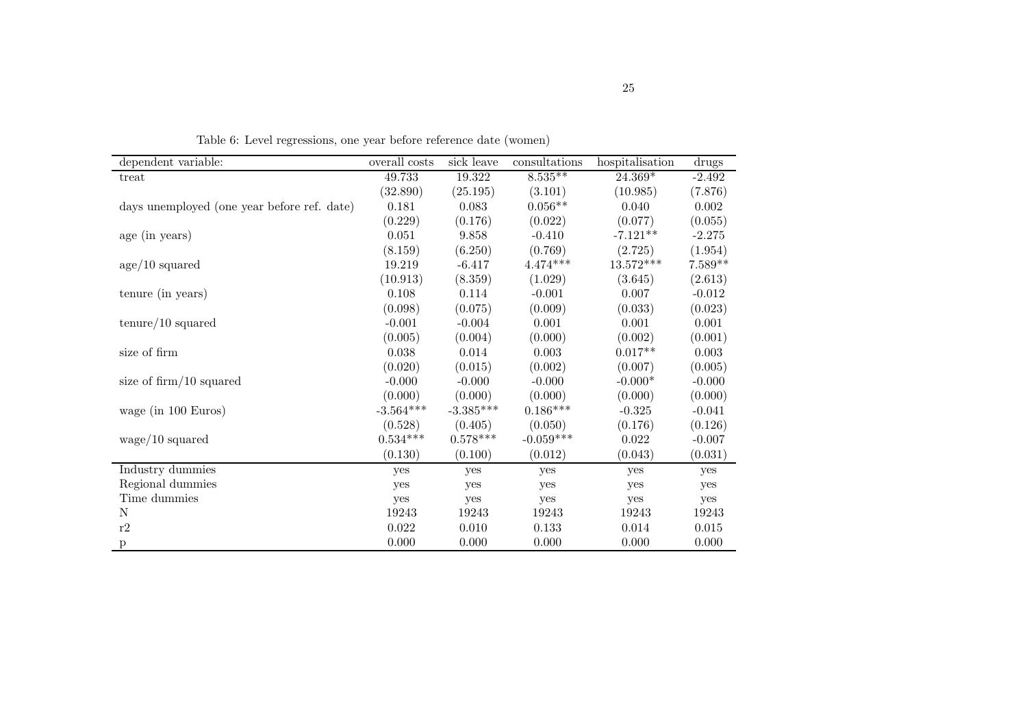Table 6: Level regressions, one year before reference date (women)

| dependent variable: | overall costs | sick leave | consultations | hospitalisation | drugs |
|---|---|---|---|---|---|
| treat | 49.733 | 19.322 | 8.535** | 24.369* | -2.492 |
| | (32.890) | (25.195) | (3.101) | (10.985) | (7.876) |
| days unemployed (one year before ref. date) | 0.181 | 0.083 | 0.056** | 0.040 | 0.002 |
| | (0.229) | (0.176) | (0.022) | (0.077) | (0.055) |
| age (in years) | 0.051 | 9.858 | -0.410 | -7.121** | -2.275 |
| | (8.159) | (6.250) | (0.769) | (2.725) | (1.954) |
| age/10 squared | 19.219 | -6.417 | 4.474*** | 13.572*** | 7.589** |
| | (10.913) | (8.359) | (1.029) | (3.645) | (2.613) |
| tenure (in years) | 0.108 | 0.114 | -0.001 | 0.007 | -0.012 |
| | (0.098) | (0.075) | (0.009) | (0.033) | (0.023) |
| tenure/10 squared | -0.001 | -0.004 | 0.001 | 0.001 | 0.001 |
| | (0.005) | (0.004) | (0.000) | (0.002) | (0.001) |
| size of firm | 0.038 | 0.014 | 0.003 | 0.017** | 0.003 |
| | (0.020) | (0.015) | (0.002) | (0.007) | (0.005) |
| size of firm/10 squared | -0.000 | -0.000 | -0.000 | -0.000* | -0.000 |
| | (0.000) | (0.000) | (0.000) | (0.000) | (0.000) |
| wage (in 100 Euros) | -3.564*** | -3.385*** | 0.186*** | -0.325 | -0.041 |
| | (0.528) | (0.405) | (0.050) | (0.176) | (0.126) |
| wage/10 squared | 0.534*** | 0.578*** | -0.059*** | 0.022 | -0.007 |
| | (0.130) | (0.100) | (0.012) | (0.043) | (0.031) |
| Industry dummies | yes | yes | yes | yes | yes |
| Regional dummies | yes | yes | yes | yes | yes |
| Time dummies | yes | yes | yes | yes | yes |
| N | 19243 | 19243 | 19243 | 19243 | 19243 |
| r2 | 0.022 | 0.010 | 0.133 | 0.014 | 0.015 |
| p | 0.000 | 0.000 | 0.000 | 0.000 | 0.000 |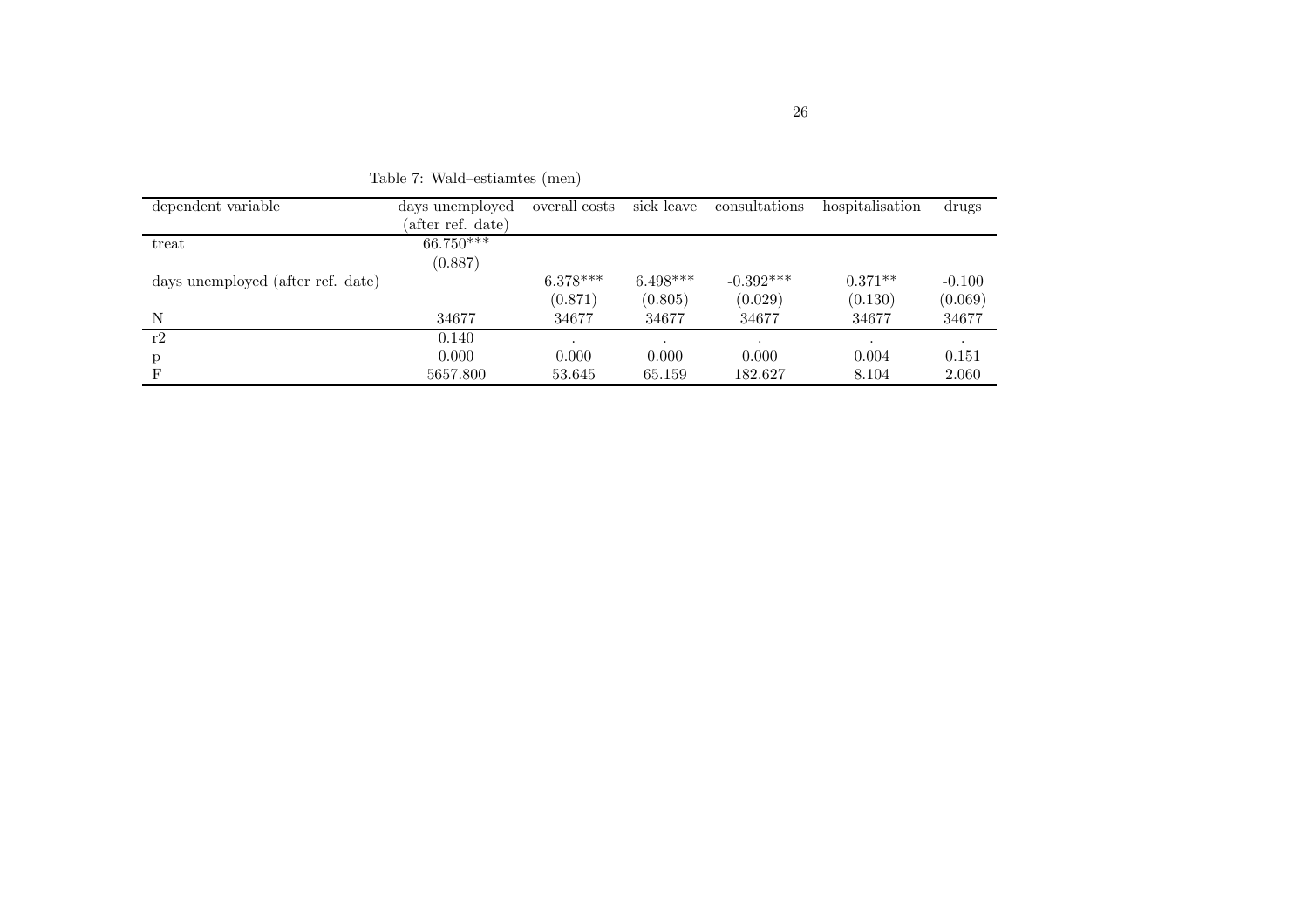Table 7: Wald–estiamtes (men)

| dependent variable | days unemployed (after ref. date) | overall costs | sick leave | consultations | hospitalisation | drugs |
|---|---|---|---|---|---|---|
| treat | 66.750*** | | | | | |
| | (0.887) | | | | | |
| days unemployed (after ref. date) | | 6.378*** | 6.498*** | -0.392*** | 0.371** | -0.100 |
| | | (0.871) | (0.805) | (0.029) | (0.130) | (0.069) |
| N | 34677 | 34677 | 34677 | 34677 | 34677 | 34677 |
| r2 | 0.140 | . | . | . | . | . |
| p | 0.000 | 0.000 | 0.000 | 0.000 | 0.004 | 0.151 |
| F | 5657.800 | 53.645 | 65.159 | 182.627 | 8.104 | 2.060 |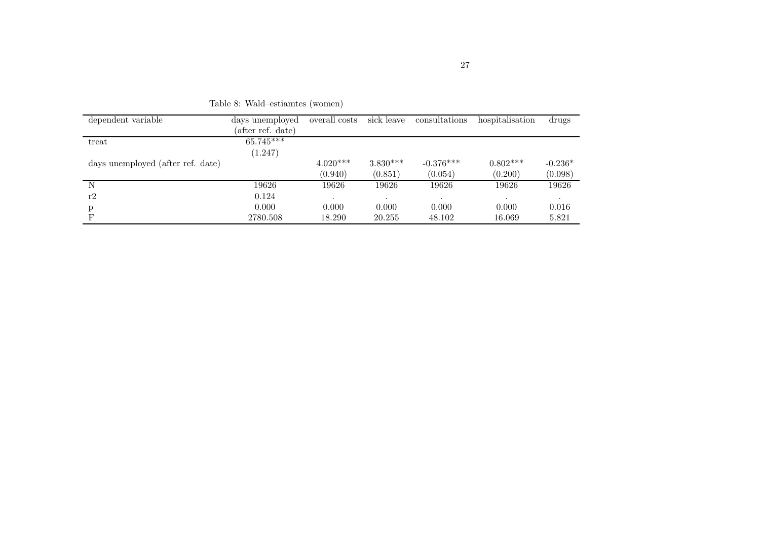Table 8: Wald–estiamtes (women)

| dependent variable | days unemployed (after ref. date) | overall costs | sick leave | consultations | hospitalisation | drugs |
|---|---|---|---|---|---|---|
| treat | 65.745*** | | | | | |
| | (1.247) | | | | | |
| days unemployed (after ref. date) | | 4.020*** | 3.830*** | -0.376*** | 0.802*** | -0.236* |
| | | (0.940) | (0.851) | (0.054) | (0.200) | (0.098) |
| N | 19626 | 19626 | 19626 | 19626 | 19626 | 19626 |
| r2 | 0.124 | . | . | . | . | . |
| p | 0.000 | 0.000 | 0.000 | 0.000 | 0.000 | 0.016 |
| F | 2780.508 | 18.290 | 20.255 | 48.102 | 16.069 | 5.821 |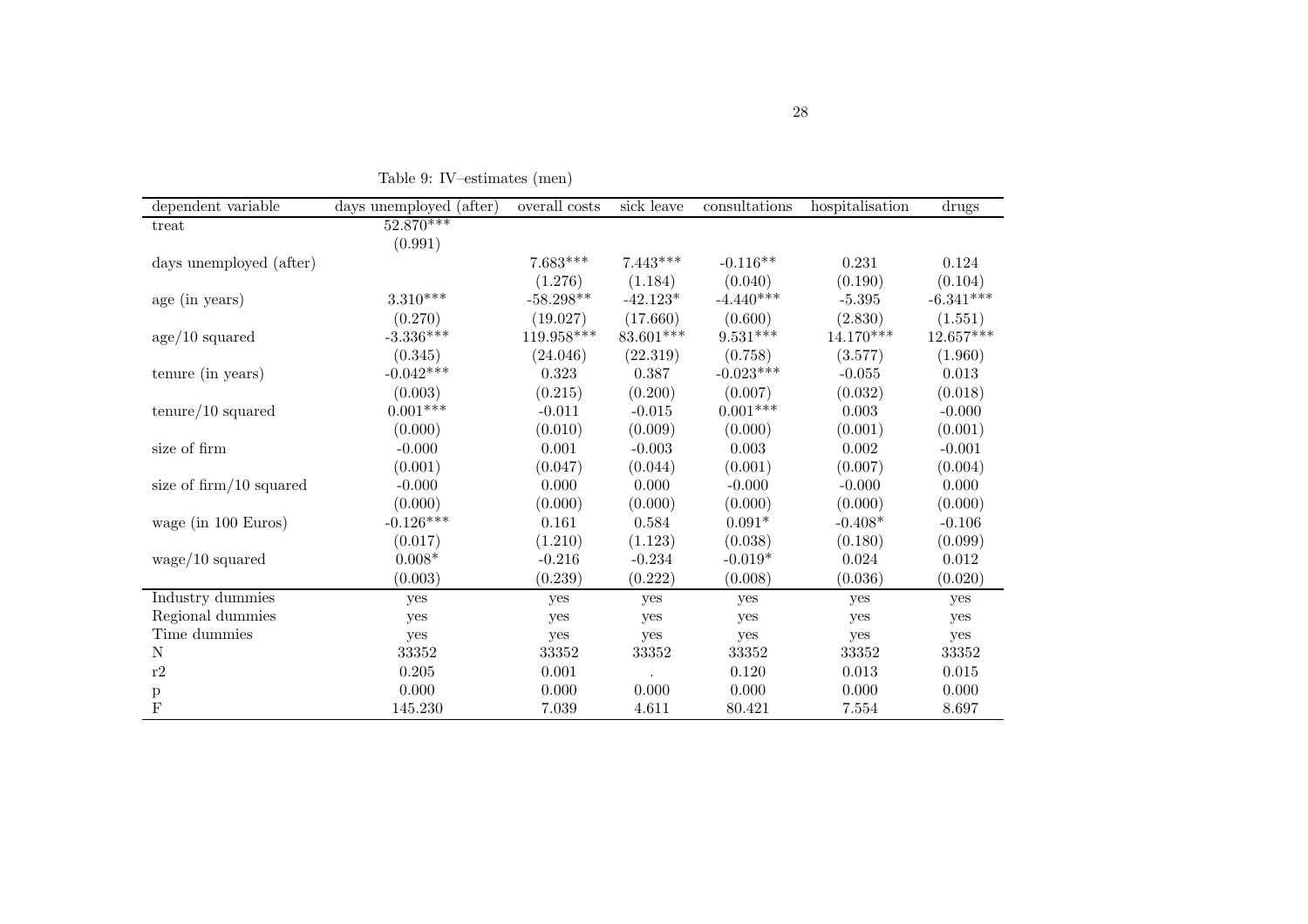Table 9: IV–estimates (men)

| dependent variable | days unemployed (after) | overall costs | sick leave | consultations | hospitalisation | drugs |
|---|---|---|---|---|---|---|
| treat | 52.870*** | | | | | |
| | (0.991) | | | | | |
| days unemployed (after) | | 7.683*** | 7.443*** | -0.116** | 0.231 | 0.124 |
| | | (1.276) | (1.184) | (0.040) | (0.190) | (0.104) |
| age (in years) | 3.310*** | -58.298** | -42.123* | -4.440*** | -5.395 | -6.341*** |
| | (0.270) | (19.027) | (17.660) | (0.600) | (2.830) | (1.551) |
| age/10 squared | -3.336*** | 119.958*** | 83.601*** | 9.531*** | 14.170*** | 12.657*** |
| | (0.345) | (24.046) | (22.319) | (0.758) | (3.577) | (1.960) |
| tenure (in years) | -0.042*** | 0.323 | 0.387 | -0.023*** | -0.055 | 0.013 |
| | (0.003) | (0.215) | (0.200) | (0.007) | (0.032) | (0.018) |
| tenure/10 squared | 0.001*** | -0.011 | -0.015 | 0.001*** | 0.003 | -0.000 |
| | (0.000) | (0.010) | (0.009) | (0.000) | (0.001) | (0.001) |
| size of firm | -0.000 | 0.001 | -0.003 | 0.003 | 0.002 | -0.001 |
| | (0.001) | (0.047) | (0.044) | (0.001) | (0.007) | (0.004) |
| size of firm/10 squared | -0.000 | 0.000 | 0.000 | -0.000 | -0.000 | 0.000 |
| | (0.000) | (0.000) | (0.000) | (0.000) | (0.000) | (0.000) |
| wage (in 100 Euros) | -0.126*** | 0.161 | 0.584 | 0.091* | -0.408* | -0.106 |
| | (0.017) | (1.210) | (1.123) | (0.038) | (0.180) | (0.099) |
| wage/10 squared | 0.008* | -0.216 | -0.234 | -0.019* | 0.024 | 0.012 |
| | (0.003) | (0.239) | (0.222) | (0.008) | (0.036) | (0.020) |
| Industry dummies | yes | yes | yes | yes | yes | yes |
| Regional dummies | yes | yes | yes | yes | yes | yes |
| Time dummies | yes | yes | yes | yes | yes | yes |
| N | 33352 | 33352 | 33352 | 33352 | 33352 | 33352 |
| r2 | 0.205 | 0.001 | . | 0.120 | 0.013 | 0.015 |
| p | 0.000 | 0.000 | 0.000 | 0.000 | 0.000 | 0.000 |
| F | 145.230 | 7.039 | 4.611 | 80.421 | 7.554 | 8.697 |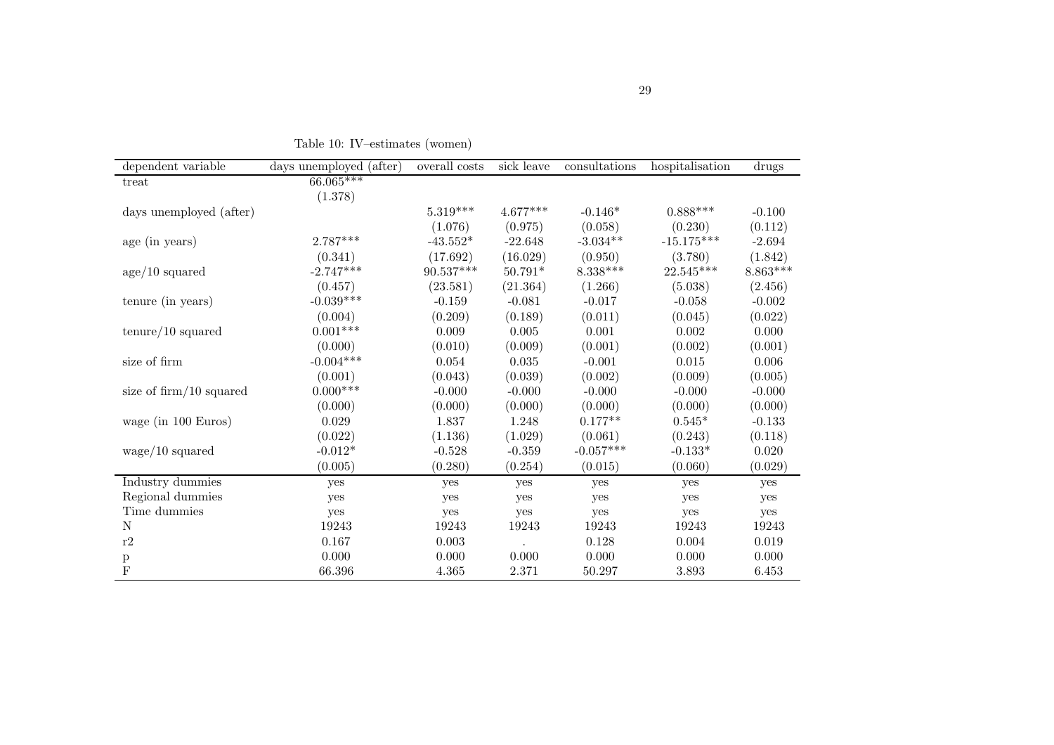Table 10: IV–estimates (women)

| dependent variable | days unemployed (after) | overall costs | sick leave | consultations | hospitalisation | drugs |
|---|---|---|---|---|---|---|
| treat | 66.065*** | | | | | |
| | (1.378) | | | | | |
| days unemployed (after) | | 5.319*** | 4.677*** | -0.146* | 0.888*** | -0.100 |
| | | (1.076) | (0.975) | (0.058) | (0.230) | (0.112) |
| age (in years) | 2.787*** | -43.552* | -22.648 | -3.034** | -15.175*** | -2.694 |
| | (0.341) | (17.692) | (16.029) | (0.950) | (3.780) | (1.842) |
| age/10 squared | -2.747*** | 90.537*** | 50.791* | 8.338*** | 22.545*** | 8.863*** |
| | (0.457) | (23.581) | (21.364) | (1.266) | (5.038) | (2.456) |
| tenure (in years) | -0.039*** | -0.159 | -0.081 | -0.017 | -0.058 | -0.002 |
| | (0.004) | (0.209) | (0.189) | (0.011) | (0.045) | (0.022) |
| tenure/10 squared | 0.001*** | 0.009 | 0.005 | 0.001 | 0.002 | 0.000 |
| | (0.000) | (0.010) | (0.009) | (0.001) | (0.002) | (0.001) |
| size of firm | -0.004*** | 0.054 | 0.035 | -0.001 | 0.015 | 0.006 |
| | (0.001) | (0.043) | (0.039) | (0.002) | (0.009) | (0.005) |
| size of firm/10 squared | 0.000*** | -0.000 | -0.000 | -0.000 | -0.000 | -0.000 |
| | (0.000) | (0.000) | (0.000) | (0.000) | (0.000) | (0.000) |
| wage (in 100 Euros) | 0.029 | 1.837 | 1.248 | 0.177** | 0.545* | -0.133 |
| | (0.022) | (1.136) | (1.029) | (0.061) | (0.243) | (0.118) |
| wage/10 squared | -0.012* | -0.528 | -0.359 | -0.057*** | -0.133* | 0.020 |
| | (0.005) | (0.280) | (0.254) | (0.015) | (0.060) | (0.029) |
| Industry dummies | yes | yes | yes | yes | yes | yes |
| Regional dummies | yes | yes | yes | yes | yes | yes |
| Time dummies | yes | yes | yes | yes | yes | yes |
| N | 19243 | 19243 | 19243 | 19243 | 19243 | 19243 |
| r2 | 0.167 | 0.003 | . | 0.128 | 0.004 | 0.019 |
| p | 0.000 | 0.000 | 0.000 | 0.000 | 0.000 | 0.000 |
| F | 66.396 | 4.365 | 2.371 | 50.297 | 3.893 | 6.453 |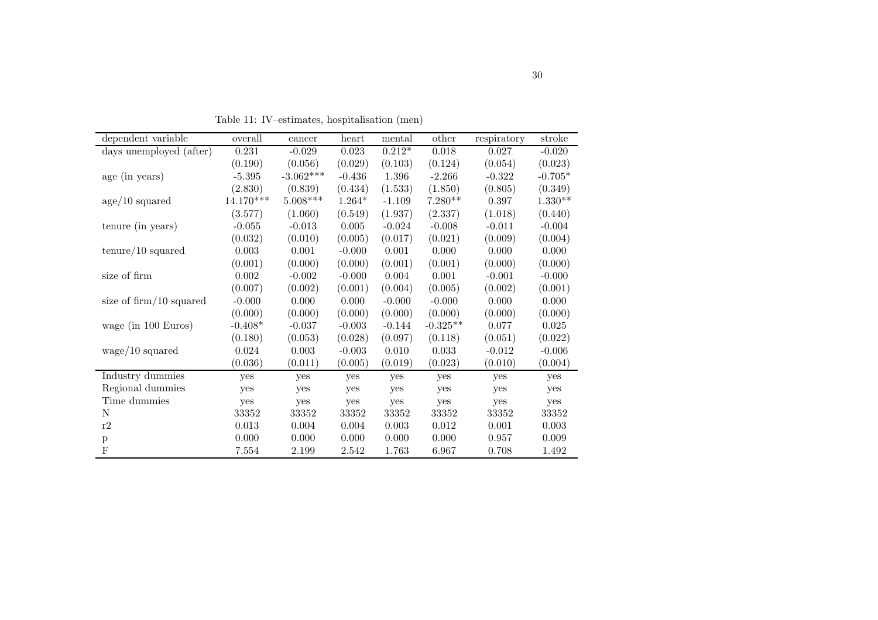Table 11: IV–estimates, hospitalisation (men)

| dependent variable | overall | cancer | heart | mental | other | respiratory | stroke |
|---|---|---|---|---|---|---|---|
| days unemployed (after) | 0.231 | -0.029 | 0.023 | 0.212* | 0.018 | 0.027 | -0.020 |
| | (0.190) | (0.056) | (0.029) | (0.103) | (0.124) | (0.054) | (0.023) |
| age (in years) | -5.395 | -3.062*** | -0.436 | 1.396 | -2.266 | -0.322 | -0.705* |
| | (2.830) | (0.839) | (0.434) | (1.533) | (1.850) | (0.805) | (0.349) |
| age/10 squared | 14.170*** | 5.008*** | 1.264* | -1.109 | 7.280** | 0.397 | 1.330** |
| | (3.577) | (1.060) | (0.549) | (1.937) | (2.337) | (1.018) | (0.440) |
| tenure (in years) | -0.055 | -0.013 | 0.005 | -0.024 | -0.008 | -0.011 | -0.004 |
| | (0.032) | (0.010) | (0.005) | (0.017) | (0.021) | (0.009) | (0.004) |
| tenure/10 squared | 0.003 | 0.001 | -0.000 | 0.001 | 0.000 | 0.000 | 0.000 |
| | (0.001) | (0.000) | (0.000) | (0.001) | (0.001) | (0.000) | (0.000) |
| size of firm | 0.002 | -0.002 | -0.000 | 0.004 | 0.001 | -0.001 | -0.000 |
| | (0.007) | (0.002) | (0.001) | (0.004) | (0.005) | (0.002) | (0.001) |
| size of firm/10 squared | -0.000 | 0.000 | 0.000 | -0.000 | -0.000 | 0.000 | 0.000 |
| | (0.000) | (0.000) | (0.000) | (0.000) | (0.000) | (0.000) | (0.000) |
| wage (in 100 Euros) | -0.408* | -0.037 | -0.003 | -0.144 | -0.325** | 0.077 | 0.025 |
| | (0.180) | (0.053) | (0.028) | (0.097) | (0.118) | (0.051) | (0.022) |
| wage/10 squared | 0.024 | 0.003 | -0.003 | 0.010 | 0.033 | -0.012 | -0.006 |
| | (0.036) | (0.011) | (0.005) | (0.019) | (0.023) | (0.010) | (0.004) |
| Industry dummies | yes | yes | yes | yes | yes | yes | yes |
| Regional dummies | yes | yes | yes | yes | yes | yes | yes |
| Time dummies | yes | yes | yes | yes | yes | yes | yes |
| N | 33352 | 33352 | 33352 | 33352 | 33352 | 33352 | 33352 |
| r2 | 0.013 | 0.004 | 0.004 | 0.003 | 0.012 | 0.001 | 0.003 |
| p | 0.000 | 0.000 | 0.000 | 0.000 | 0.000 | 0.957 | 0.009 |
| F | 7.554 | 2.199 | 2.542 | 1.763 | 6.967 | 0.708 | 1.492 |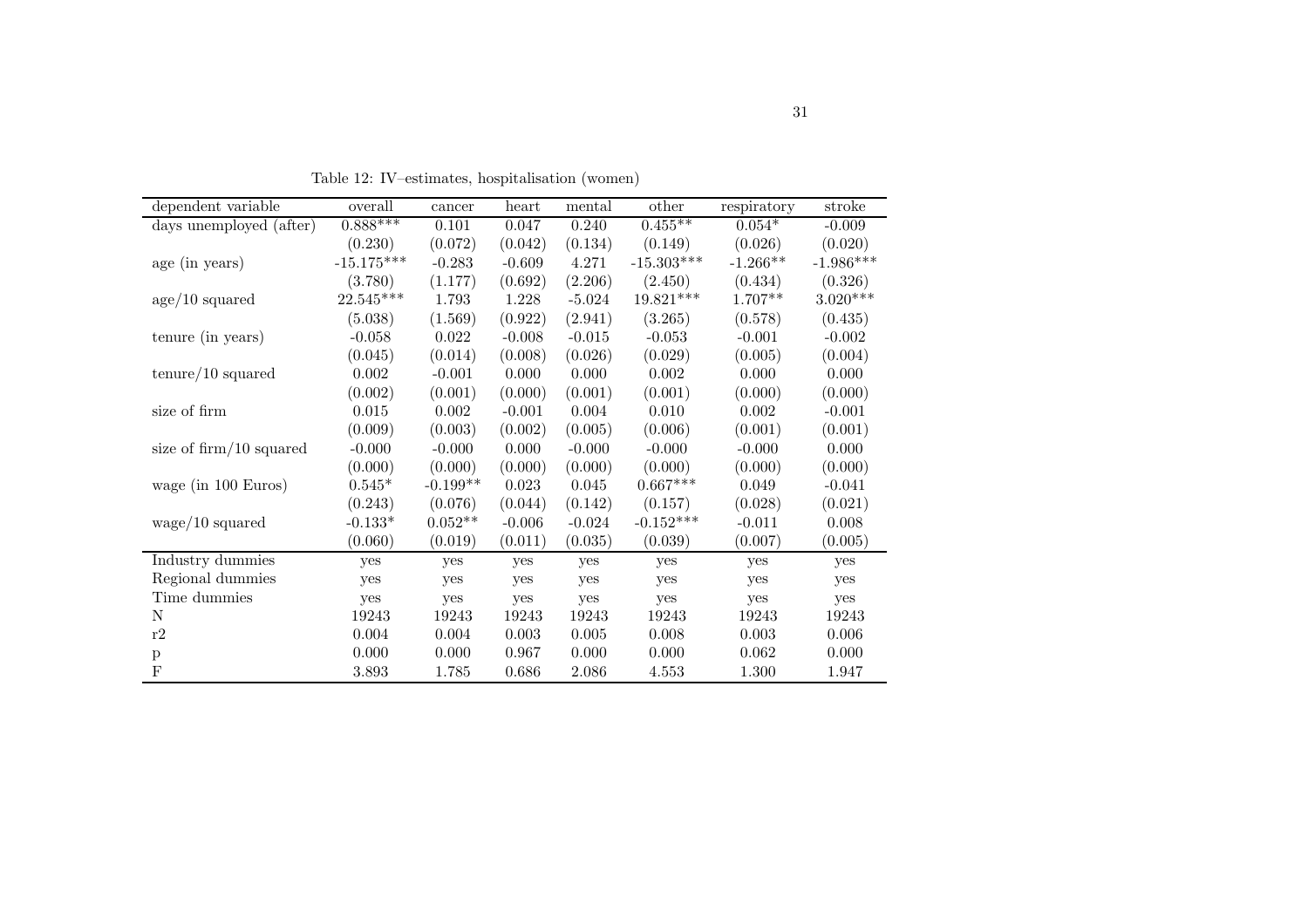Table 12: IV–estimates, hospitalisation (women)

| dependent variable | overall | cancer | heart | mental | other | respiratory | stroke |
|---|---|---|---|---|---|---|---|
| days unemployed (after) | 0.888*** | 0.101 | 0.047 | 0.240 | 0.455** | 0.054* | -0.009 |
| | (0.230) | (0.072) | (0.042) | (0.134) | (0.149) | (0.026) | (0.020) |
| age (in years) | -15.175*** | -0.283 | -0.609 | 4.271 | -15.303*** | -1.266** | -1.986*** |
| | (3.780) | (1.177) | (0.692) | (2.206) | (2.450) | (0.434) | (0.326) |
| age/10 squared | 22.545*** | 1.793 | 1.228 | -5.024 | 19.821*** | 1.707** | 3.020*** |
| | (5.038) | (1.569) | (0.922) | (2.941) | (3.265) | (0.578) | (0.435) |
| tenure (in years) | -0.058 | 0.022 | -0.008 | -0.015 | -0.053 | -0.001 | -0.002 |
| | (0.045) | (0.014) | (0.008) | (0.026) | (0.029) | (0.005) | (0.004) |
| tenure/10 squared | 0.002 | -0.001 | 0.000 | 0.000 | 0.002 | 0.000 | 0.000 |
| | (0.002) | (0.001) | (0.000) | (0.001) | (0.001) | (0.000) | (0.000) |
| size of firm | 0.015 | 0.002 | -0.001 | 0.004 | 0.010 | 0.002 | -0.001 |
| | (0.009) | (0.003) | (0.002) | (0.005) | (0.006) | (0.001) | (0.001) |
| size of firm/10 squared | -0.000 | -0.000 | 0.000 | -0.000 | -0.000 | -0.000 | 0.000 |
| | (0.000) | (0.000) | (0.000) | (0.000) | (0.000) | (0.000) | (0.000) |
| wage (in 100 Euros) | 0.545* | -0.199** | 0.023 | 0.045 | 0.667*** | 0.049 | -0.041 |
| | (0.243) | (0.076) | (0.044) | (0.142) | (0.157) | (0.028) | (0.021) |
| wage/10 squared | -0.133* | 0.052** | -0.006 | -0.024 | -0.152*** | -0.011 | 0.008 |
| | (0.060) | (0.019) | (0.011) | (0.035) | (0.039) | (0.007) | (0.005) |
| Industry dummies | yes | yes | yes | yes | yes | yes | yes |
| Regional dummies | yes | yes | yes | yes | yes | yes | yes |
| Time dummies | yes | yes | yes | yes | yes | yes | yes |
| N | 19243 | 19243 | 19243 | 19243 | 19243 | 19243 | 19243 |
| r2 | 0.004 | 0.004 | 0.003 | 0.005 | 0.008 | 0.003 | 0.006 |
| p | 0.000 | 0.000 | 0.967 | 0.000 | 0.000 | 0.062 | 0.000 |
| F | 3.893 | 1.785 | 0.686 | 2.086 | 4.553 | 1.300 | 1.947 |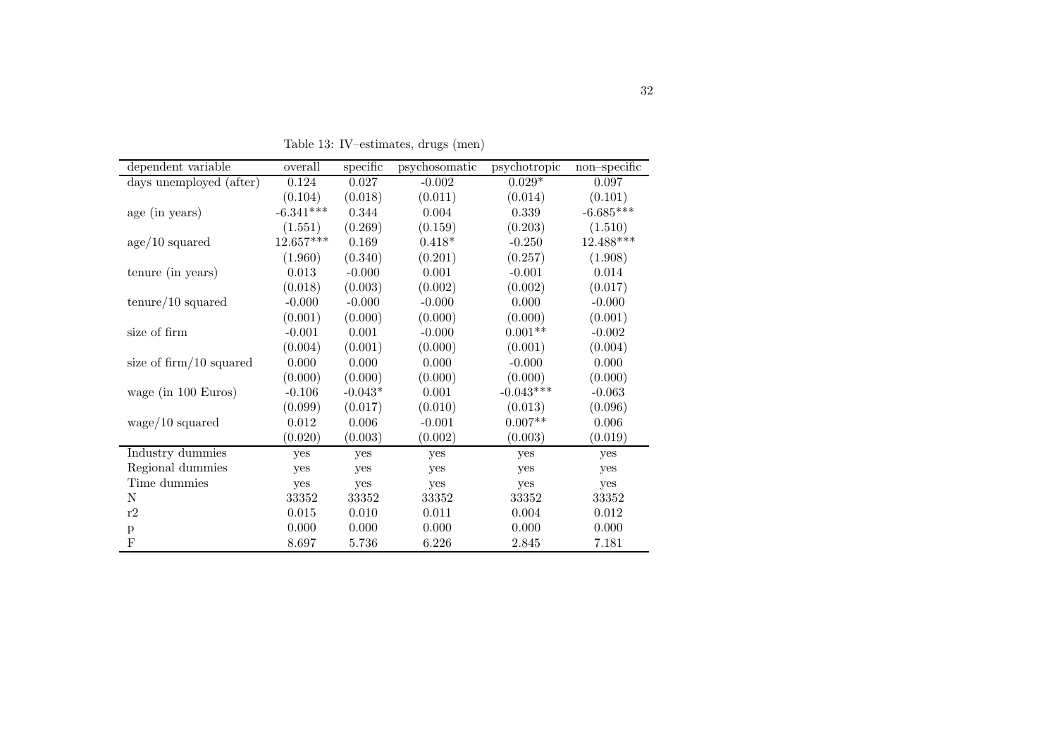Table 13: IV–estimates, drugs (men)

| dependent variable | overall | specific | psychosomatic | psychotropic | non–specific |
|---|---|---|---|---|---|
| days unemployed (after) | 0.124 | 0.027 | -0.002 | 0.029* | 0.097 |
| | (0.104) | (0.018) | (0.011) | (0.014) | (0.101) |
| age (in years) | -6.341*** | 0.344 | 0.004 | 0.339 | -6.685*** |
| | (1.551) | (0.269) | (0.159) | (0.203) | (1.510) |
| age/10 squared | 12.657*** | 0.169 | 0.418* | -0.250 | 12.488*** |
| | (1.960) | (0.340) | (0.201) | (0.257) | (1.908) |
| tenure (in years) | 0.013 | -0.000 | 0.001 | -0.001 | 0.014 |
| | (0.018) | (0.003) | (0.002) | (0.002) | (0.017) |
| tenure/10 squared | -0.000 | -0.000 | -0.000 | 0.000 | -0.000 |
| | (0.001) | (0.000) | (0.000) | (0.000) | (0.001) |
| size of firm | -0.001 | 0.001 | -0.000 | 0.001** | -0.002 |
| | (0.004) | (0.001) | (0.000) | (0.001) | (0.004) |
| size of firm/10 squared | 0.000 | 0.000 | 0.000 | -0.000 | 0.000 |
| | (0.000) | (0.000) | (0.000) | (0.000) | (0.000) |
| wage (in 100 Euros) | -0.106 | -0.043* | 0.001 | -0.043*** | -0.063 |
| | (0.099) | (0.017) | (0.010) | (0.013) | (0.096) |
| wage/10 squared | 0.012 | 0.006 | -0.001 | 0.007** | 0.006 |
| | (0.020) | (0.003) | (0.002) | (0.003) | (0.019) |
| Industry dummies | yes | yes | yes | yes | yes |
| Regional dummies | yes | yes | yes | yes | yes |
| Time dummies | yes | yes | yes | yes | yes |
| N | 33352 | 33352 | 33352 | 33352 | 33352 |
| r2 | 0.015 | 0.010 | 0.011 | 0.004 | 0.012 |
| p | 0.000 | 0.000 | 0.000 | 0.000 | 0.000 |
| F | 8.697 | 5.736 | 6.226 | 2.845 | 7.181 |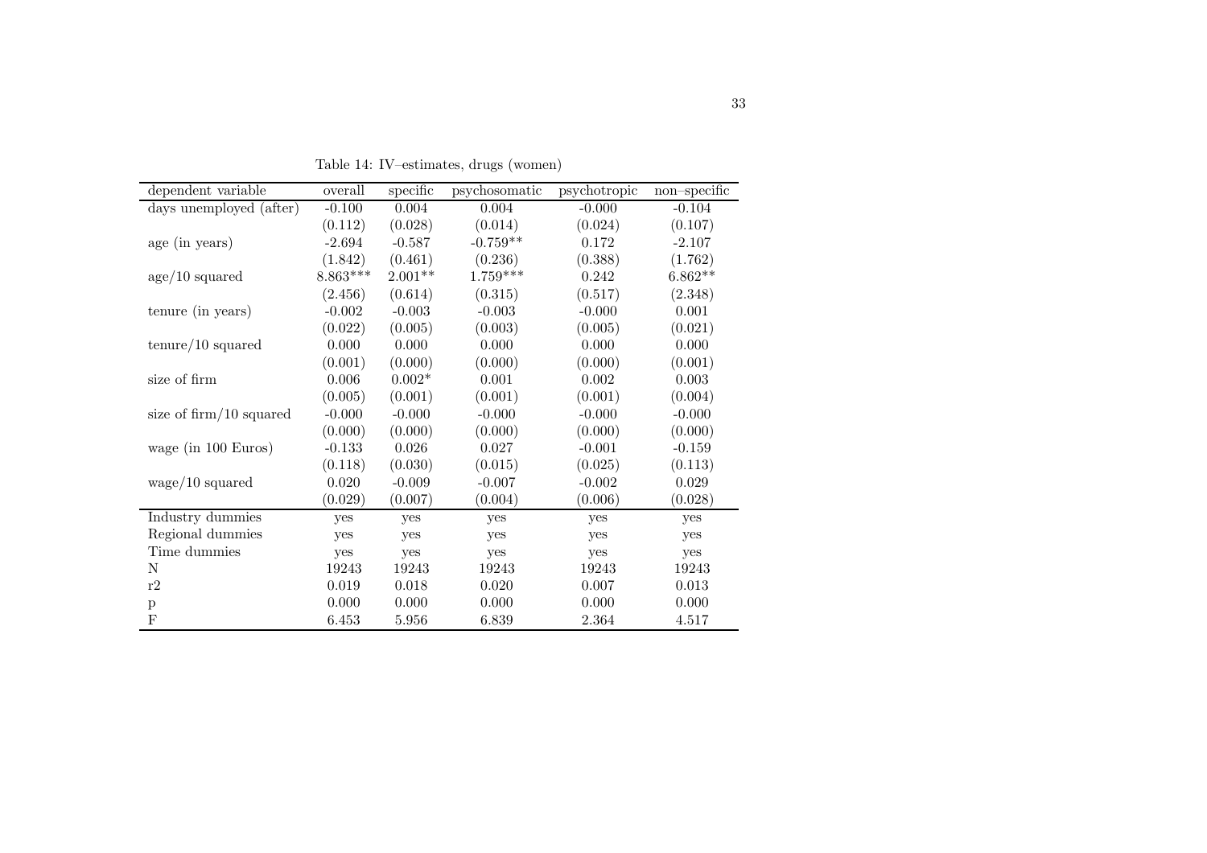Table 14: IV–estimates, drugs (women)

| dependent variable | overall | specific | psychosomatic | psychotropic | non–specific |
|---|---|---|---|---|---|
| days unemployed (after) | -0.100 | 0.004 | 0.004 | -0.000 | -0.104 |
| | (0.112) | (0.028) | (0.014) | (0.024) | (0.107) |
| age (in years) | -2.694 | -0.587 | -0.759** | 0.172 | -2.107 |
| | (1.842) | (0.461) | (0.236) | (0.388) | (1.762) |
| age/10 squared | 8.863*** | 2.001** | 1.759*** | 0.242 | 6.862** |
| | (2.456) | (0.614) | (0.315) | (0.517) | (2.348) |
| tenure (in years) | -0.002 | -0.003 | -0.003 | -0.000 | 0.001 |
| | (0.022) | (0.005) | (0.003) | (0.005) | (0.021) |
| tenure/10 squared | 0.000 | 0.000 | 0.000 | 0.000 | 0.000 |
| | (0.001) | (0.000) | (0.000) | (0.000) | (0.001) |
| size of firm | 0.006 | 0.002* | 0.001 | 0.002 | 0.003 |
| | (0.005) | (0.001) | (0.001) | (0.001) | (0.004) |
| size of firm/10 squared | -0.000 | -0.000 | -0.000 | -0.000 | -0.000 |
| | (0.000) | (0.000) | (0.000) | (0.000) | (0.000) |
| wage (in 100 Euros) | -0.133 | 0.026 | 0.027 | -0.001 | -0.159 |
| | (0.118) | (0.030) | (0.015) | (0.025) | (0.113) |
| wage/10 squared | 0.020 | -0.009 | -0.007 | -0.002 | 0.029 |
| | (0.029) | (0.007) | (0.004) | (0.006) | (0.028) |
| Industry dummies | yes | yes | yes | yes | yes |
| Regional dummies | yes | yes | yes | yes | yes |
| Time dummies | yes | yes | yes | yes | yes |
| N | 19243 | 19243 | 19243 | 19243 | 19243 |
| r2 | 0.019 | 0.018 | 0.020 | 0.007 | 0.013 |
| p | 0.000 | 0.000 | 0.000 | 0.000 | 0.000 |
| F | 6.453 | 5.956 | 6.839 | 2.364 | 4.517 |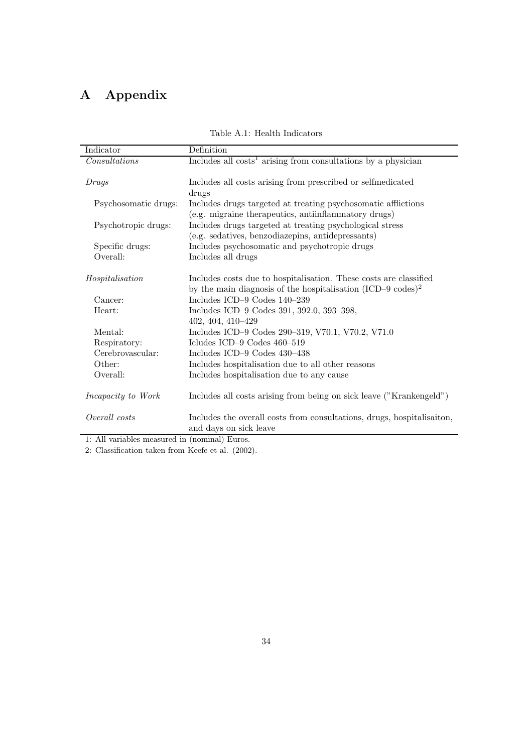# A Appendix

Table A.1: Health Indicators

| Indicator | Definition |
|---|---|
| *Consultations* | Includes all costs[1] arising from consultations by a physician |
| *Drugs* | Includes all costs arising from prescribed or selfmedicated drugs |
| Psychosomatic drugs: | Includes drugs targeted at treating psychosomatic afflictions (e.g. migraine therapeutics, antiinflammatory drugs) |
| Psychotropic drugs: | Includes drugs targeted at treating psychological stress (e.g. sedatives, benzodiazepins, antidepressants) |
| Specific drugs: | Includes psychosomatic and psychotropic drugs |
| Overall: | Includes all drugs |
| *Hospitalisation* | Includes costs due to hospitalisation. These costs are classified by the main diagnosis of the hospitalisation (ICD–9 codes)[2] |
| Cancer: | Includes ICD–9 Codes 140–239 |
| Heart: | Includes ICD–9 Codes 391, 392.0, 393–398, 402, 404, 410–429 |
| Mental: | Includes ICD–9 Codes 290–319, V70.1, V70.2, V71.0 |
| Respiratory: | Icludes ICD–9 Codes 460–519 |
| Cerebrovascular: | Includes ICD–9 Codes 430–438 |
| Other: | Includes hospitalisation due to all other reasons |
| Overall: | Includes hospitalisation due to any cause |
| *Incapacity to Work* | Includes all costs arising from being on sick leave ("Krankengeld") |
| *Overall costs* | Includes the overall costs from consultations, drugs, hospitalisaiton, and days on sick leave |

1: All variables measured in (nominal) Euros.

2: Classification taken from Keefe et al. (2002).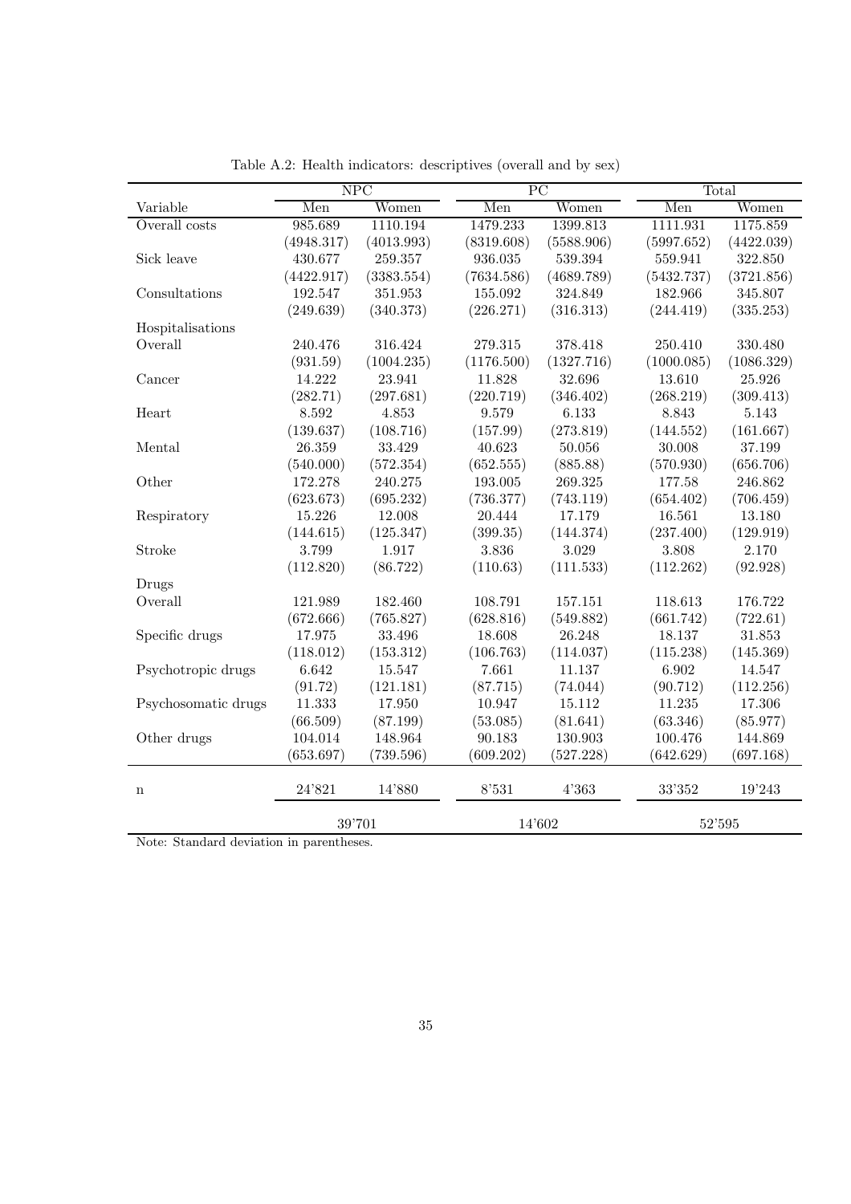Table A.2: Health indicators: descriptives (overall and by sex)

| | NPC | | PC | | Total | |
|---|---|---|---|---|---|---|
| Variable | Men | Women | Men | Women | Men | Women |
| Overall costs | 985.689 | 1110.194 | 1479.233 | 1399.813 | 1111.931 | 1175.859 |
| | (4948.317) | (4013.993) | (8319.608) | (5588.906) | (5997.652) | (4422.039) |
| Sick leave | 430.677 | 259.357 | 936.035 | 539.394 | 559.941 | 322.850 |
| | (4422.917) | (3383.554) | (7634.586) | (4689.789) | (5432.737) | (3721.856) |
| Consultations | 192.547 | 351.953 | 155.092 | 324.849 | 182.966 | 345.807 |
| | (249.639) | (340.373) | (226.271) | (316.313) | (244.419) | (335.253) |
| Hospitalisations | | | | | | |
| Overall | 240.476 | 316.424 | 279.315 | 378.418 | 250.410 | 330.480 |
| | (931.59) | (1004.235) | (1176.500) | (1327.716) | (1000.085) | (1086.329) |
| Cancer | 14.222 | 23.941 | 11.828 | 32.696 | 13.610 | 25.926 |
| | (282.71) | (297.681) | (220.719) | (346.402) | (268.219) | (309.413) |
| Heart | 8.592 | 4.853 | 9.579 | 6.133 | 8.843 | 5.143 |
| | (139.637) | (108.716) | (157.99) | (273.819) | (144.552) | (161.667) |
| Mental | 26.359 | 33.429 | 40.623 | 50.056 | 30.008 | 37.199 |
| | (540.000) | (572.354) | (652.555) | (885.88) | (570.930) | (656.706) |
| Other | 172.278 | 240.275 | 193.005 | 269.325 | 177.58 | 246.862 |
| | (623.673) | (695.232) | (736.377) | (743.119) | (654.402) | (706.459) |
| Respiratory | 15.226 | 12.008 | 20.444 | 17.179 | 16.561 | 13.180 |
| | (144.615) | (125.347) | (399.35) | (144.374) | (237.400) | (129.919) |
| Stroke | 3.799 | 1.917 | 3.836 | 3.029 | 3.808 | 2.170 |
| | (112.820) | (86.722) | (110.63) | (111.533) | (112.262) | (92.928) |
| Drugs | | | | | | |
| Overall | 121.989 | 182.460 | 108.791 | 157.151 | 118.613 | 176.722 |
| | (672.666) | (765.827) | (628.816) | (549.882) | (661.742) | (722.61) |
| Specific drugs | 17.975 | 33.496 | 18.608 | 26.248 | 18.137 | 31.853 |
| | (118.012) | (153.312) | (106.763) | (114.037) | (115.238) | (145.369) |
| Psychotropic drugs | 6.642 | 15.547 | 7.661 | 11.137 | 6.902 | 14.547 |
| | (91.72) | (121.181) | (87.715) | (74.044) | (90.712) | (112.256) |
| Psychosomatic drugs | 11.333 | 17.950 | 10.947 | 15.112 | 11.235 | 17.306 |
| | (66.509) | (87.199) | (53.085) | (81.641) | (63.346) | (85.977) |
| Other drugs | 104.014 | 148.964 | 90.183 | 130.903 | 100.476 | 144.869 |
| | (653.697) | (739.596) | (609.202) | (527.228) | (642.629) | (697.168) |
| n | 24'821 | 14'880 | 8'531 | 4'363 | 33'352 | 19'243 |
| | 39'701 | | 14'602 | | 52'595 | |

Note: Standard deviation in parentheses.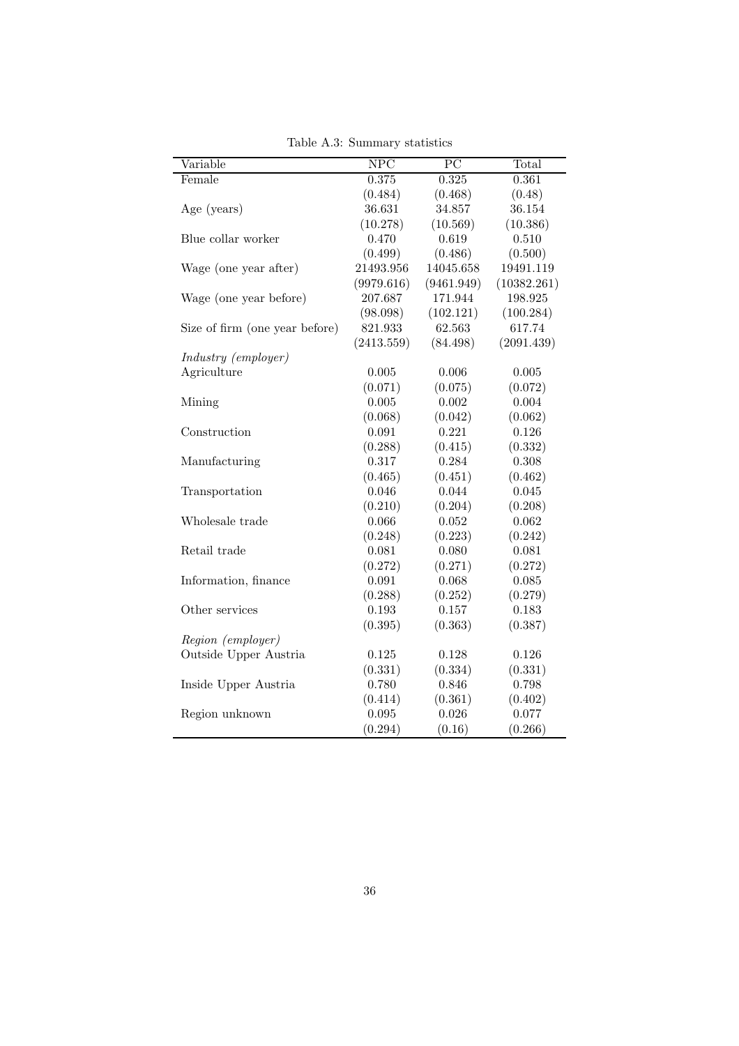Table A.3: Summary statistics

| Variable | NPC | PC | Total |
|---|---|---|---|
| Female | 0.375 | 0.325 | 0.361 |
| | (0.484) | (0.468) | (0.48) |
| Age (years) | 36.631 | 34.857 | 36.154 |
| | (10.278) | (10.569) | (10.386) |
| Blue collar worker | 0.470 | 0.619 | 0.510 |
| | (0.499) | (0.486) | (0.500) |
| Wage (one year after) | 21493.956 | 14045.658 | 19491.119 |
| | (9979.616) | (9461.949) | (10382.261) |
| Wage (one year before) | 207.687 | 171.944 | 198.925 |
| | (98.098) | (102.121) | (100.284) |
| Size of firm (one year before) | 821.933 | 62.563 | 617.74 |
| | (2413.559) | (84.498) | (2091.439) |
| *Industry (employer)* | | | |
| Agriculture | 0.005 | 0.006 | 0.005 |
| | (0.071) | (0.075) | (0.072) |
| Mining | 0.005 | 0.002 | 0.004 |
| | (0.068) | (0.042) | (0.062) |
| Construction | 0.091 | 0.221 | 0.126 |
| | (0.288) | (0.415) | (0.332) |
| Manufacturing | 0.317 | 0.284 | 0.308 |
| | (0.465) | (0.451) | (0.462) |
| Transportation | 0.046 | 0.044 | 0.045 |
| | (0.210) | (0.204) | (0.208) |
| Wholesale trade | 0.066 | 0.052 | 0.062 |
| | (0.248) | (0.223) | (0.242) |
| Retail trade | 0.081 | 0.080 | 0.081 |
| | (0.272) | (0.271) | (0.272) |
| Information, finance | 0.091 | 0.068 | 0.085 |
| | (0.288) | (0.252) | (0.279) |
| Other services | 0.193 | 0.157 | 0.183 |
| | (0.395) | (0.363) | (0.387) |
| *Region (employer)* | | | |
| Outside Upper Austria | 0.125 | 0.128 | 0.126 |
| | (0.331) | (0.334) | (0.331) |
| Inside Upper Austria | 0.780 | 0.846 | 0.798 |
| | (0.414) | (0.361) | (0.402) |
| Region unknown | 0.095 | 0.026 | 0.077 |
| | (0.294) | (0.16) | (0.266) |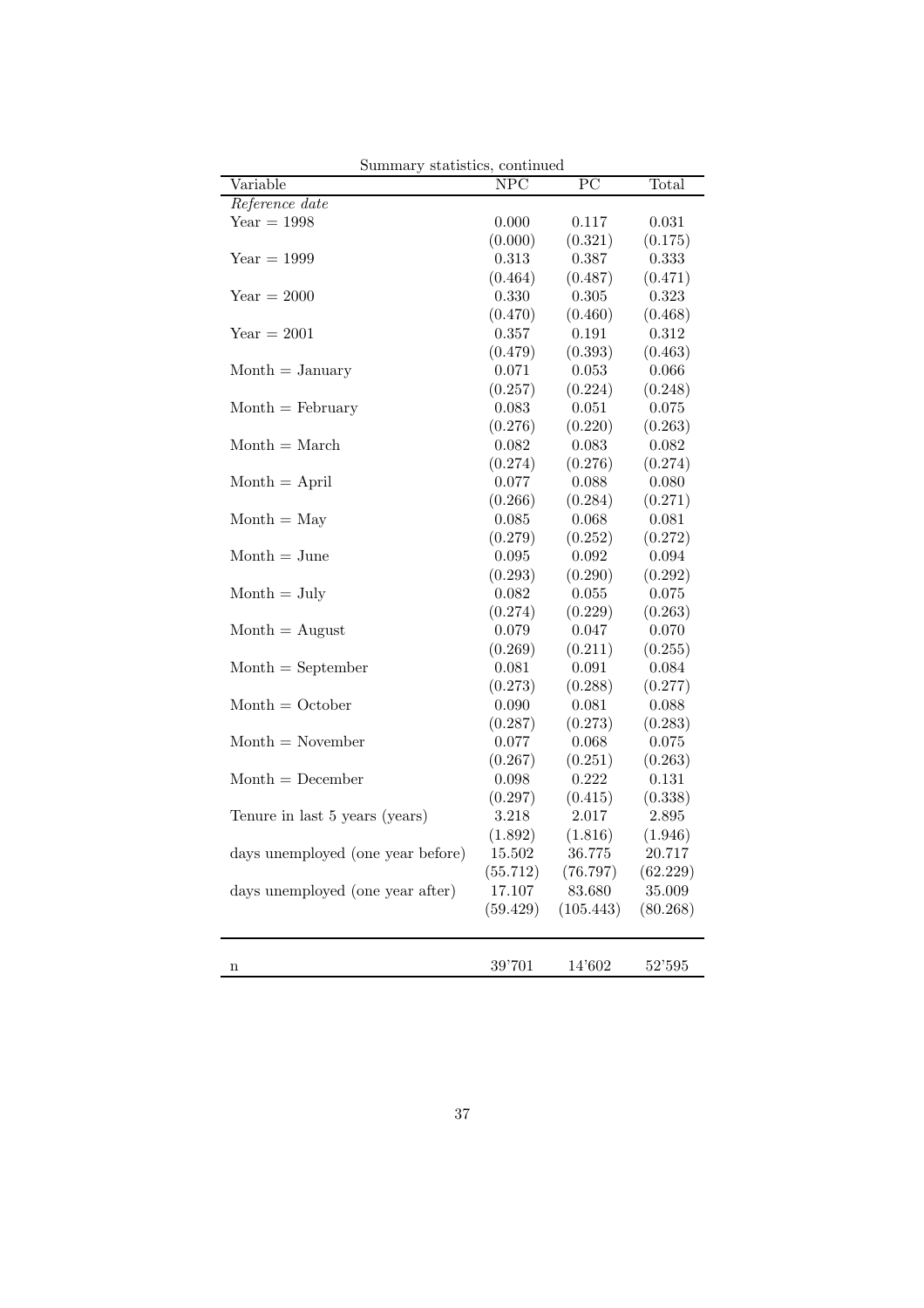Summary statistics, continued

| Variable | NPC | PC | Total |
|---|---|---|---|
| *Reference date* | | | |
| Year = 1998 | 0.000 | 0.117 | 0.031 |
| | (0.000) | (0.321) | (0.175) |
| Year = 1999 | 0.313 | 0.387 | 0.333 |
| | (0.464) | (0.487) | (0.471) |
| Year = 2000 | 0.330 | 0.305 | 0.323 |
| | (0.470) | (0.460) | (0.468) |
| Year = 2001 | 0.357 | 0.191 | 0.312 |
| | (0.479) | (0.393) | (0.463) |
| Month = January | 0.071 | 0.053 | 0.066 |
| | (0.257) | (0.224) | (0.248) |
| Month = February | 0.083 | 0.051 | 0.075 |
| | (0.276) | (0.220) | (0.263) |
| Month = March | 0.082 | 0.083 | 0.082 |
| | (0.274) | (0.276) | (0.274) |
| Month = April | 0.077 | 0.088 | 0.080 |
| | (0.266) | (0.284) | (0.271) |
| Month = May | 0.085 | 0.068 | 0.081 |
| | (0.279) | (0.252) | (0.272) |
| Month = June | 0.095 | 0.092 | 0.094 |
| | (0.293) | (0.290) | (0.292) |
| Month = July | 0.082 | 0.055 | 0.075 |
| | (0.274) | (0.229) | (0.263) |
| Month = August | 0.079 | 0.047 | 0.070 |
| | (0.269) | (0.211) | (0.255) |
| Month = September | 0.081 | 0.091 | 0.084 |
| | (0.273) | (0.288) | (0.277) |
| Month = October | 0.090 | 0.081 | 0.088 |
| | (0.287) | (0.273) | (0.283) |
| Month = November | 0.077 | 0.068 | 0.075 |
| | (0.267) | (0.251) | (0.263) |
| Month = December | 0.098 | 0.222 | 0.131 |
| | (0.297) | (0.415) | (0.338) |
| Tenure in last 5 years (years) | 3.218 | 2.017 | 2.895 |
| | (1.892) | (1.816) | (1.946) |
| days unemployed (one year before) | 15.502 | 36.775 | 20.717 |
| | (55.712) | (76.797) | (62.229) |
| days unemployed (one year after) | 17.107 | 83.680 | 35.009 |
| | (59.429) | (105.443) | (80.268) |
| n | 39'701 | 14'602 | 52'595 |